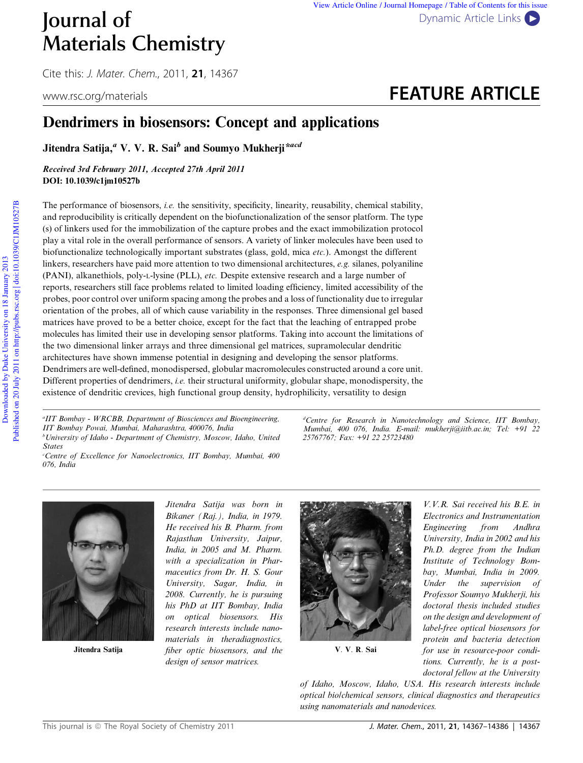# Journal of Materials Chemistry

Cite this: *J. Mater. Chem.*, 2011, **21**, 14367

www.rsc.org/materials

**FEATURE ARTICLE**

## Dendrimers in biosensors: Concept and applications

**Jitendra Satija,[a] V. V. R. Sai[b] and Soumyo Mukherji*[acd]**

***Received 3rd February 2011, Accepted 27th April 2011***
**DOI: 10.1039/c1jm10527b**

The performance of biosensors, *i.e.* the sensitivity, specificity, linearity, reusability, chemical stability, and reproducibility is critically dependent on the biofunctionalization of the sensor platform. The type (s) of linkers used for the immobilization of the capture probes and the exact immobilization protocol play a vital role in the overall performance of sensors. A variety of linker molecules have been used to biofunctionalize technologically important substrates (glass, gold, mica *etc.*). Amongst the different linkers, researchers have paid more attention to two dimensional architectures, *e.g.* silanes, polyaniline (PANI), alkanethiols, poly-L-lysine (PLL), *etc.* Despite extensive research and a large number of reports, researchers still face problems related to limited loading efficiency, limited accessibility of the probes, poor control over uniform spacing among the probes and a loss of functionality due to irregular orientation of the probes, all of which cause variability in the responses. Three dimensional gel based matrices have proved to be a better choice, except for the fact that the leaching of entrapped probe molecules has limited their use in developing sensor platforms. Taking into account the limitations of the two dimensional linker arrays and three dimensional gel matrices, supramolecular dendritic architectures have shown immense potential in designing and developing the sensor platforms. Dendrimers are well-defined, monodispersed, globular macromolecules constructed around a core unit. Different properties of dendrimers, *i.e.* their structural uniformity, globular shape, monodispersity, the existence of dendritic crevices, high functional group density, hydrophilicity, versatility to design

---

[a] *IIT Bombay - WRCBB, Department of Biosciences and Bioengineering, IIT Bombay Powai, Mumbai, Maharashtra, 400076, India*
[b] *University of Idaho - Department of Chemistry, Moscow, Idaho, United States*
[c] *Centre of Excellence for Nanoelectronics, IIT Bombay, Mumbai, 400 076, India*
[d] *Centre for Research in Nanotechnology and Science, IIT Bombay, Mumbai, 400 076, India. E-mail: mukherji@iitb.ac.in; Tel: +91 22 25767767; Fax: +91 22 25723480*

---

**Jitendra Satija**

*Jitendra Satija was born in Bikaner (Raj.), India, in 1979. He received his B. Pharm. from Rajasthan University, Jaipur, India, in 2005 and M. Pharm. with a specialization in Pharmaceutics from Dr. H. S. Gour University, Sagar, India, in 2008. Currently, he is pursuing his PhD at IIT Bombay, India on optical biosensors. His research interests include nanomaterials in theradiagnostics, fiber optic biosensors, and the design of sensor matrices.*

**V. V. R. Sai**

*V.V.R. Sai received his B.E. in Electronics and Instrumentation Engineering from Andhra University, India in 2002 and his Ph.D. degree from the Indian Institute of Technology Bombay, Mumbai, India in 2009. Under the supervision of Professor Soumyo Mukherji, his doctoral thesis included studies on the design and development of label-free optical biosensors for protein and bacteria detection for use in resource-poor conditions. Currently, he is a post-doctoral fellow at the University of Idaho, Moscow, Idaho, USA. His research interests include optical bio/chemical sensors, clinical diagnostics and therapeutics using nanomaterials and nanodevices.*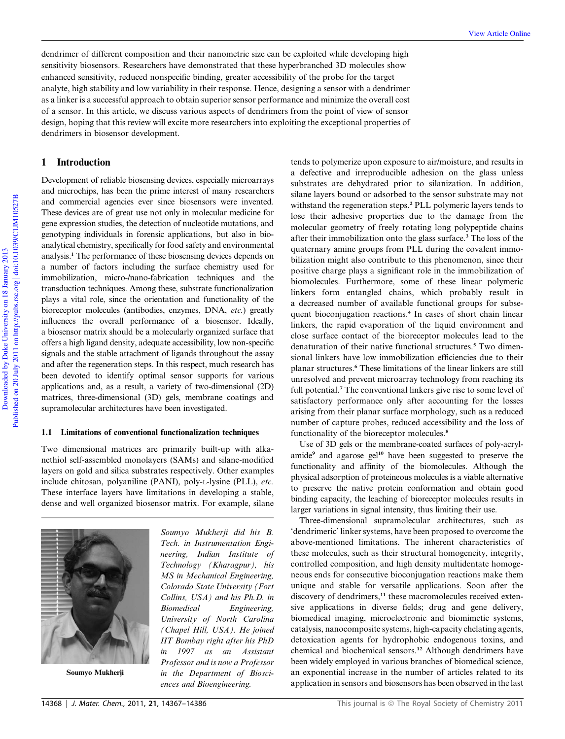dendrimer of different composition and their nanometric size can be exploited while developing high sensitivity biosensors. Researchers have demonstrated that these hyperbranched 3D molecules show enhanced sensitivity, reduced nonspecific binding, greater accessibility of the probe for the target analyte, high stability and low variability in their response. Hence, designing a sensor with a dendrimer as a linker is a successful approach to obtain superior sensor performance and minimize the overall cost of a sensor. In this article, we discuss various aspects of dendrimers from the point of view of sensor design, hoping that this review will excite more researchers into exploiting the exceptional properties of dendrimers in biosensor development.

## 1 Introduction

Development of reliable biosensing devices, especially microarrays and microchips, has been the prime interest of many researchers and commercial agencies ever since biosensors were invented. These devices are of great use not only in molecular medicine for gene expression studies, the detection of nucleotide mutations, and genotyping individuals in forensic applications, but also in bioanalytical chemistry, specifically for food safety and environmental analysis.[1] The performance of these biosensing devices depends on a number of factors including the surface chemistry used for immobilization, micro-/nano-fabrication techniques and the transduction techniques. Among these, substrate functionalization plays a vital role, since the orientation and functionality of the bioreceptor molecules (antibodies, enzymes, DNA, *etc.*) greatly influences the overall performance of a biosensor. Ideally, a biosensor matrix should be a molecularly organized surface that offers a high ligand density, adequate accessibility, low non-specific signals and the stable attachment of ligands throughout the assay and after the regeneration steps. In this respect, much research has been devoted to identify optimal sensor supports for various applications and, as a result, a variety of two-dimensional (2D) matrices, three-dimensional (3D) gels, membrane coatings and supramolecular architectures have been investigated.

### 1.1 Limitations of conventional functionalization techniques

Two dimensional matrices are primarily built-up with alkanethiol self-assembled monolayers (SAMs) and silane-modified layers on gold and silica substrates respectively. Other examples include chitosan, polyaniline (PANI), poly-L-lysine (PLL), *etc.* These interface layers have limitations in developing a stable, dense and well organized biosensor matrix. For example, silane tends to polymerize upon exposure to air/moisture, and results in a defective and irreproducible adhesion on the glass unless substrates are dehydrated prior to silanization. In addition, silane layers bound or adsorbed to the sensor substrate may not withstand the regeneration steps.[2] PLL polymeric layers tends to lose their adhesive properties due to the damage from the molecular geometry of freely rotating long polypeptide chains after their immobilization onto the glass surface.[3] The loss of the quaternary amine groups from PLL during the covalent immobilization might also contribute to this phenomenon, since their positive charge plays a significant role in the immobilization of biomolecules. Furthermore, some of these linear polymeric linkers form entangled chains, which probably result in a decreased number of available functional groups for subsequent bioconjugation reactions.[4] In cases of short chain linear linkers, the rapid evaporation of the liquid environment and close surface contact of the bioreceptor molecules lead to the denaturation of their native functional structures.[5] Two dimensional linkers have low immobilization efficiencies due to their planar structures.[6] These limitations of the linear linkers are still unresolved and prevent microarray technology from reaching its full potential.[7] The conventional linkers give rise to some level of satisfactory performance only after accounting for the losses arising from their planar surface morphology, such as a reduced number of capture probes, reduced accessibility and the loss of functionality of the bioreceptor molecules.[8]

Use of 3D gels or the membrane-coated surfaces of poly-acrylamide[9] and agarose gel[10] have been suggested to preserve the functionality and affinity of the biomolecules. Although the physical adsorption of proteineous molecules is a viable alternative to preserve the native protein conformation and obtain good binding capacity, the leaching of bioreceptor molecules results in larger variations in signal intensity, thus limiting their use.

Three-dimensional supramolecular architectures, such as 'dendrimeric' linker systems, have been proposed to overcome the above-mentioned limitations. The inherent characteristics of these molecules, such as their structural homogeneity, integrity, controlled composition, and high density multidentate homogeneous ends for consecutive bioconjugation reactions make them unique and stable for versatile applications. Soon after the discovery of dendrimers,[11] these macromolecules received extensive applications in diverse fields; drug and gene delivery, biomedical imaging, microelectronic and biomimetic systems, catalysis, nanocomposite systems, high-capacity chelating agents, detoxication agents for hydrophobic endogenous toxins, and chemical and biochemical sensors.[12] Although dendrimers have been widely employed in various branches of biomedical science, an exponential increase in the number of articles related to its application in sensors and biosensors has been observed in the last

Soumyo Mukherji

*Soumyo Mukherji did his B. Tech. in Instrumentation Engineering, Indian Institute of Technology (Kharagpur), his MS in Mechanical Engineering, Colorado State University (Fort Collins, USA) and his Ph.D. in Biomedical Engineering, University of North Carolina (Chapel Hill, USA). He joined IIT Bombay right after his PhD in 1997 as an Assistant Professor and is now a Professor in the Department of Biosciences and Bioengineering.*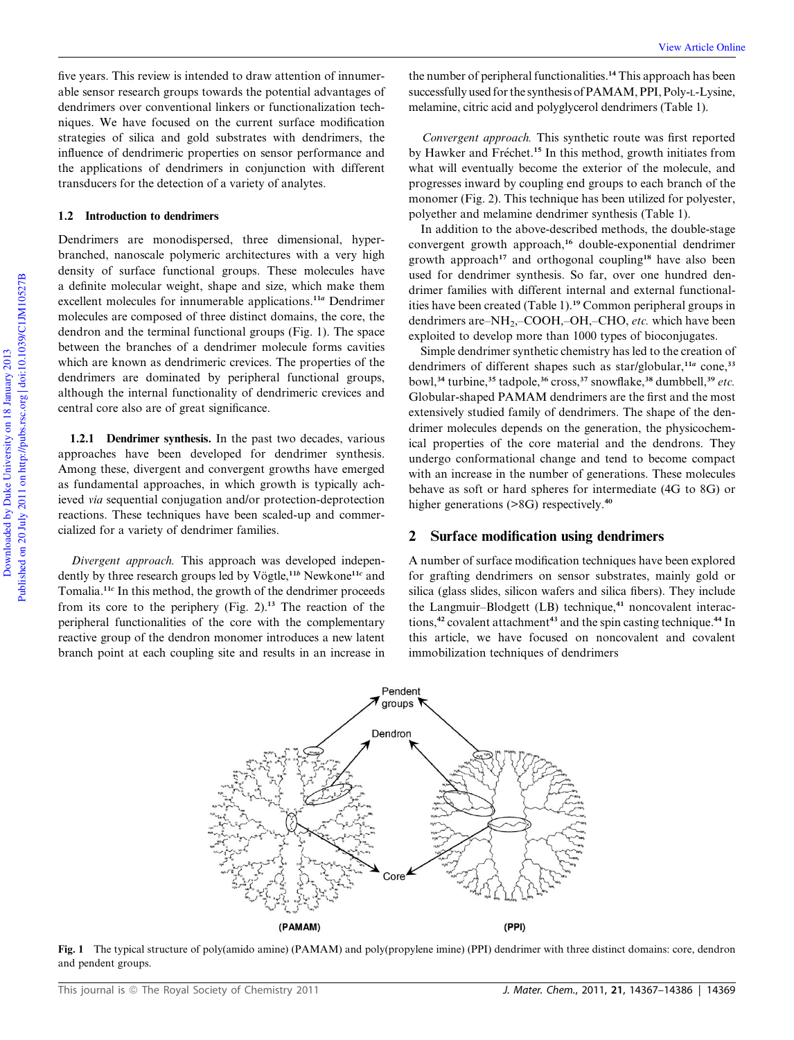five years. This review is intended to draw attention of innumerable sensor research groups towards the potential advantages of dendrimers over conventional linkers or functionalization techniques. We have focused on the current surface modification strategies of silica and gold substrates with dendrimers, the influence of dendrimeric properties on sensor performance and the applications of dendrimers in conjunction with different transducers for the detection of a variety of analytes.

### 1.2 Introduction to dendrimers

Dendrimers are monodispersed, three dimensional, hyperbranched, nanoscale polymeric architectures with a very high density of surface functional groups. These molecules have a definite molecular weight, shape and size, which make them excellent molecules for innumerable applications.[11a] Dendrimer molecules are composed of three distinct domains, the core, the dendron and the terminal functional groups (Fig. 1). The space between the branches of a dendrimer molecule forms cavities which are known as dendrimeric crevices. The properties of the dendrimers are dominated by peripheral functional groups, although the internal functionality of dendrimeric crevices and central core also are of great significance.

**1.2.1 Dendrimer synthesis.** In the past two decades, various approaches have been developed for dendrimer synthesis. Among these, divergent and convergent growths have emerged as fundamental approaches, in which growth is typically achieved *via* sequential conjugation and/or protection-deprotection reactions. These techniques have been scaled-up and commercialized for a variety of dendrimer families.

*Divergent approach.* This approach was developed independently by three research groups led by Vögtle,[11b] Newkone[11c] and Tomalia.[11c] In this method, the growth of the dendrimer proceeds from its core to the periphery (Fig. 2).[13] The reaction of the peripheral functionalities of the core with the complementary reactive group of the dendron monomer introduces a new latent branch point at each coupling site and results in an increase in the number of peripheral functionalities.[14] This approach has been successfully used for the synthesis of PAMAM, PPI, Poly-L-Lysine, melamine, citric acid and polyglycerol dendrimers (Table 1).

*Convergent approach.* This synthetic route was first reported by Hawker and Fréchet.[15] In this method, growth initiates from what will eventually become the exterior of the molecule, and progresses inward by coupling end groups to each branch of the monomer (Fig. 2). This technique has been utilized for polyester, polyether and melamine dendrimer synthesis (Table 1).

In addition to the above-described methods, the double-stage convergent growth approach,[16] double-exponential dendrimer growth approach[17] and orthogonal coupling[18] have also been used for dendrimer synthesis. So far, over one hundred dendrimer families with different internal and external functionalities have been created (Table 1).[19] Common peripheral groups in dendrimers are–$NH_2$,–COOH,–OH,–CHO, *etc.* which have been exploited to develop more than 1000 types of bioconjugates.

Simple dendrimer synthetic chemistry has led to the creation of dendrimers of different shapes such as star/globular,[11a] cone,[33] bowl,[34] turbine,[35] tadpole,[36] cross,[37] snowflake,[38] dumbbell,[39] *etc.* Globular-shaped PAMAM dendrimers are the first and the most extensively studied family of dendrimers. The shape of the dendrimer molecules depends on the generation, the physicochemical properties of the core material and the dendrons. They undergo conformational change and tend to become compact with an increase in the number of generations. These molecules behave as soft or hard spheres for intermediate (4G to 8G) or higher generations (>8G) respectively.[40]

## 2 Surface modification using dendrimers

A number of surface modification techniques have been explored for grafting dendrimers on sensor substrates, mainly gold or silica (glass slides, silicon wafers and silica fibers). They include the Langmuir–Blodgett (LB) technique,[41] noncovalent interactions,[42] covalent attachment[43] and the spin casting technique.[44] In this article, we have focused on noncovalent and covalent immobilization techniques of dendrimers

**Fig. 1** The typical structure of poly(amido amine) (PAMAM) and poly(propylene imine) (PPI) dendrimer with three distinct domains: core, dendron and pendent groups.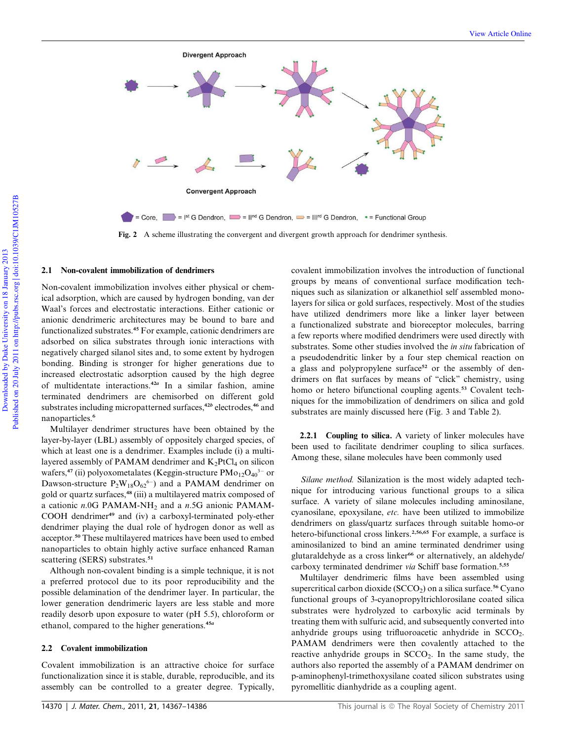Fig. 2 A scheme illustrating the convergent and divergent growth approach for dendrimer synthesis.

### 2.1 Non-covalent immobilization of dendrimers

Non-covalent immobilization involves either physical or chemical adsorption, which are caused by hydrogen bonding, van der Waal's forces and electrostatic interactions. Either cationic or anionic dendrimeric architectures may be bound to bare and functionalized substrates.[45] For example, cationic dendrimers are adsorbed on silica substrates through ionic interactions with negatively charged silanol sites and, to some extent by hydrogen bonding. Binding is stronger for higher generations due to increased electrostatic adsorption caused by the high degree of multidentate interactions.[42a] In a similar fashion, amine terminated dendrimers are chemisorbed on different gold substrates including micropatterned surfaces,[42b] electrodes,[46] and nanoparticles.[6]

Multilayer dendrimer structures have been obtained by the layer-by-layer (LBL) assembly of oppositely charged species, of which at least one is a dendrimer. Examples include (i) a multilayered assembly of PAMAM dendrimer and $K_2PtCl_4$ on silicon wafers,[47] (ii) polyoxometalates (Keggin-structure $PMo_{12}O_{40}^{3-}$ or Dawson-structure $P_2W_{18}O_{62}^{6-}$) and a PAMAM dendrimer on gold or quartz surfaces,[48] (iii) a multilayered matrix composed of a cationic *n*.0G PAMAM-$NH_2$ and a *n*.5G anionic PAMAM-COOH dendrimer[49] and (iv) a carboxyl-terminated poly-ether dendrimer playing the dual role of hydrogen donor as well as acceptor.[50] These multilayered matrices have been used to embed nanoparticles to obtain highly active surface enhanced Raman scattering (SERS) substrates.[51]

Although non-covalent binding is a simple technique, it is not a preferred protocol due to its poor reproducibility and the possible delamination of the dendrimer layer. In particular, the lower generation dendrimeric layers are less stable and more readily desorb upon exposure to water (pH 5.5), chloroform or ethanol, compared to the higher generations.[45a]

### 2.2 Covalent immobilization

Covalent immobilization is an attractive choice for surface functionalization since it is stable, durable, reproducible, and its assembly can be controlled to a greater degree. Typically, covalent immobilization involves the introduction of functional groups by means of conventional surface modification techniques such as silanization or alkanethiol self assembled monolayers for silica or gold surfaces, respectively. Most of the studies have utilized dendrimers more like a linker layer between a functionalized substrate and bioreceptor molecules, barring a few reports where modified dendrimers were used directly with substrates. Some other studies involved the *in situ* fabrication of a pseudodendritic linker by a four step chemical reaction on a glass and polypropylene surface[52] or the assembly of dendrimers on flat surfaces by means of "click" chemistry, using homo or hetero bifunctional coupling agents.[53] Covalent techniques for the immobilization of dendrimers on silica and gold substrates are mainly discussed here (Fig. 3 and Table 2).

**2.2.1 Coupling to silica.** A variety of linker molecules have been used to facilitate dendrimer coupling to silica surfaces. Among these, silane molecules have been commonly used

*Silane method.* Silanization is the most widely adapted technique for introducing various functional groups to a silica surface. A variety of silane molecules including aminosilane, cyanosilane, epoxysilane, *etc.* have been utilized to immobilize dendrimers on glass/quartz surfaces through suitable homo-or hetero-bifunctional cross linkers.[2,56,65] For example, a surface is aminosilanized to bind an amine terminated dendrimer using glutaraldehyde as a cross linker[66] or alternatively, an aldehyde/carboxy terminated dendrimer *via* Schiff base formation.[5,55]

Multilayer dendrimeric films have been assembled using supercritical carbon dioxide ($SCCO_2$) on a silica surface.[56] Cyano functional groups of 3-cyanopropyltrichlorosilane coated silica substrates were hydrolyzed to carboxylic acid terminals by treating them with sulfuric acid, and subsequently converted into anhydride groups using trifluoroacetic anhydride in $SCCO_2$. PAMAM dendrimers were then covalently attached to the reactive anhydride groups in $SCCO_2$. In the same study, the authors also reported the assembly of a PAMAM dendrimer on p-aminophenyl-trimethoxysilane coated silicon substrates using pyromellitic dianhydride as a coupling agent.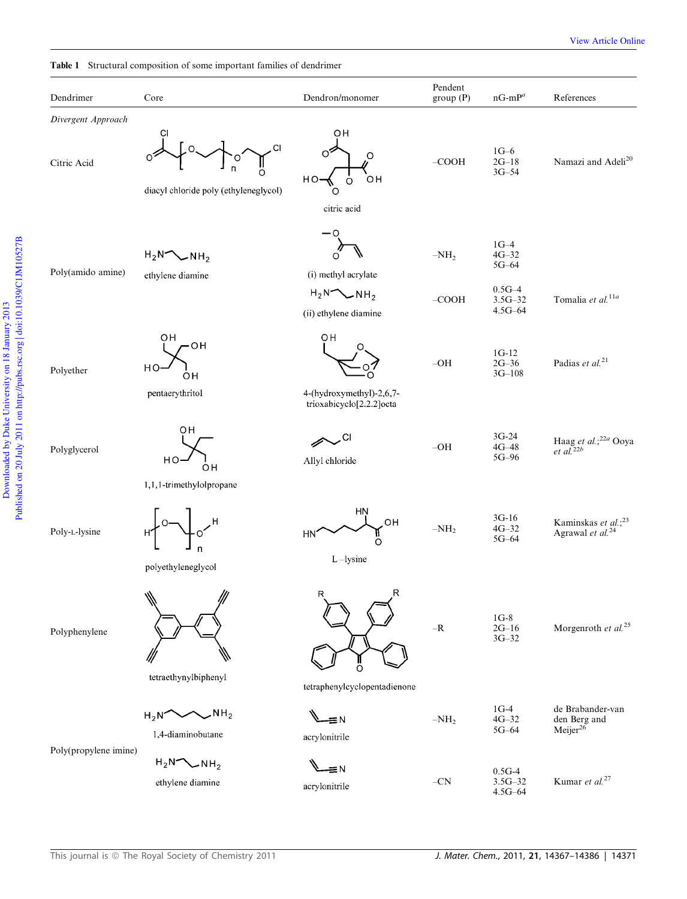**Table 1** Structural composition of some important families of dendrimer

| Dendrimer | Core | Dendron/monomer | Pendent group (P) | nG-mP[a] | References |
|---|---|---|---|---|---|
| *Divergent Approach* | | | | | |
| Citric Acid | diacyl chloride poly (ethyleneglycol) | citric acid | –COOH | 1G–6<br>2G–18<br>3G–54 | Namazi and Adeli[20] |
| Poly(amido amine) | ethylene diamine | (i) methyl acrylate | $-NH_2$ | 1G–4<br>4G–32<br>5G–64 | |
| | | (ii) ethylene diamine | –COOH | 0.5G–4<br>3.5G–32<br>4.5G–64 | Tomalia *et al.*[11a] |
| Polyether | pentaerythritol | 4-(hydroxymethyl)-2,6,7-trioxabicyclo[2.2.2]octa | –OH | 1G-12<br>2G–36<br>3G–108 | Padias *et al.*[21] |
| Polyglycerol | 1,1,1-trimethylolpropane | Allyl chloride | –OH | 3G-24<br>4G–48<br>5G–96 | Haag *et al.*;[22a] Ooya *et al.*[22b] |
| Poly-L-lysine | polyethyleneglycol | L –lysine | $-NH_2$ | 3G-16<br>4G–32<br>5G–64 | Kaminskas *et al.*;[23] Agrawal *et al.*[24] |
| Polyphenylene | tetraethynylbiphenyl | tetraphenylcyclopentadienone | –R | 1G-8<br>2G–16<br>3G–32 | Morgenroth *et al.*[25] |
| Poly(propylene imine) | 1,4-diaminobutane | acrylonitrile | $-NH_2$ | 1G-4<br>4G–32<br>5G–64 | de Brabander-van den Berg and Meijer[26] |
| | ethylene diamine | acrylonitrile | –CN | 0.5G-4<br>3.5G–32<br>4.5G–64 | Kumar *et al.*[27] |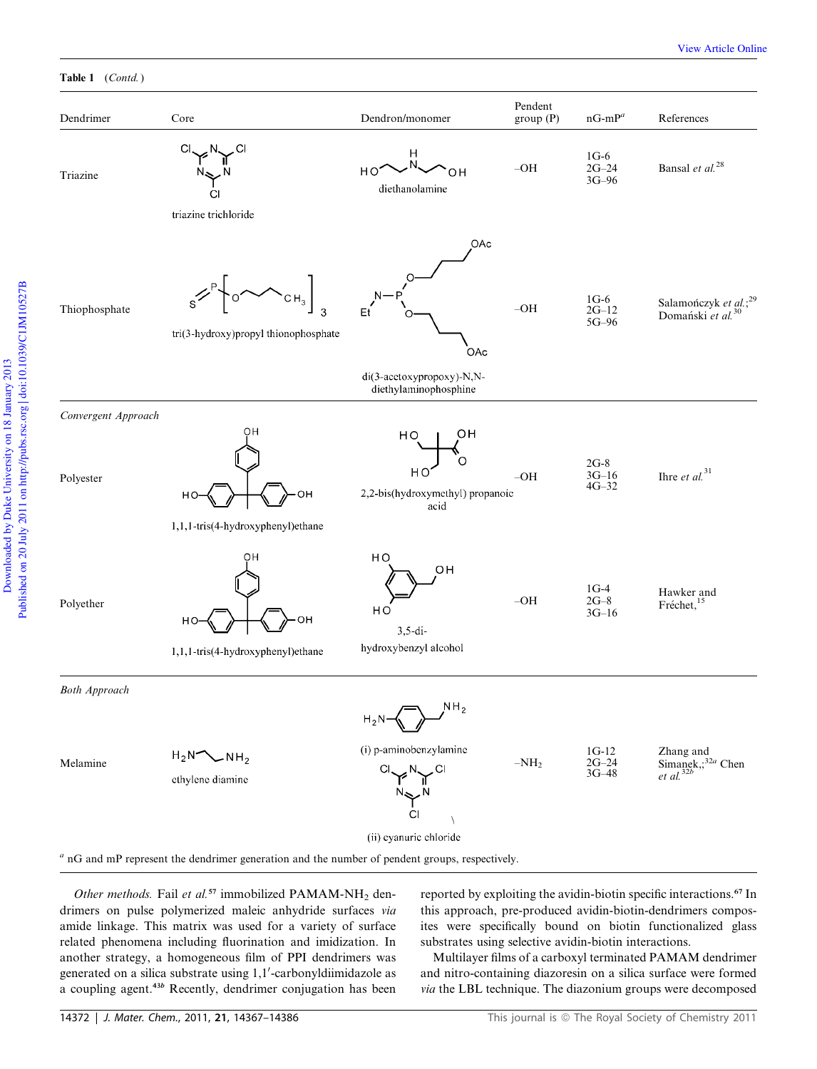**Table 1** (*Contd.*)

| Dendrimer | Core | Dendron/monomer | Pendent group (P) | nG-mP[a] | References |
|---|---|---|---|---|---|
| Triazine | triazine trichloride | diethanolamine | –OH | 1G-6<br>2G–24<br>3G–96 | Bansal *et al.*[28] |
| Thiophosphate | tri(3-hydroxy)propyl thionophosphate | di(3-acetoxypropoxy)-N,N-diethylaminophosphine | –OH | 1G-6<br>2G–12<br>5G–96 | Salamończyk *et al.*;[29] Domański *et al.*[30] |
| *Convergent Approach* | | | | | |
| Polyester | 1,1,1-tris(4-hydroxyphenyl)ethane | 2,2-bis(hydroxymethyl) propanoic acid | –OH | 2G-8<br>3G–16<br>4G–32 | Ihre *et al.*[31] |
| Polyether | 1,1,1-tris(4-hydroxyphenyl)ethane | 3,5-di-hydroxybenzyl alcohol | –OH | 1G-4<br>2G–8<br>3G–16 | Hawker and Fréchet,[15] |
| *Both Approach* | | | | | |
| Melamine | ethylene diamine | (i) p-aminobenzylamine<br>(ii) cyanuric chloride | $-NH_2$ | 1G-12<br>2G–24<br>3G–48 | Zhang and Simanek,;[32a] Chen *et al.*[32b] |

[a] nG and mP represent the dendrimer generation and the number of pendent groups, respectively.

*Other methods.* Fail *et al.*[57] immobilized PAMAM-$NH_2$ dendrimers on pulse polymerized maleic anhydride surfaces *via* amide linkage. This matrix was used for a variety of surface related phenomena including fluorination and imidization. In another strategy, a homogeneous film of PPI dendrimers was generated on a silica substrate using 1,1′-carbonyldiimidazole as a coupling agent.[43b] Recently, dendrimer conjugation has been reported by exploiting the avidin-biotin specific interactions.[67] In this approach, pre-produced avidin-biotin-dendrimers composites were specifically bound on biotin functionalized glass substrates using selective avidin-biotin interactions.

Multilayer films of a carboxyl terminated PAMAM dendrimer and nitro-containing diazoresin on a silica surface were formed *via* the LBL technique. The diazonium groups were decomposed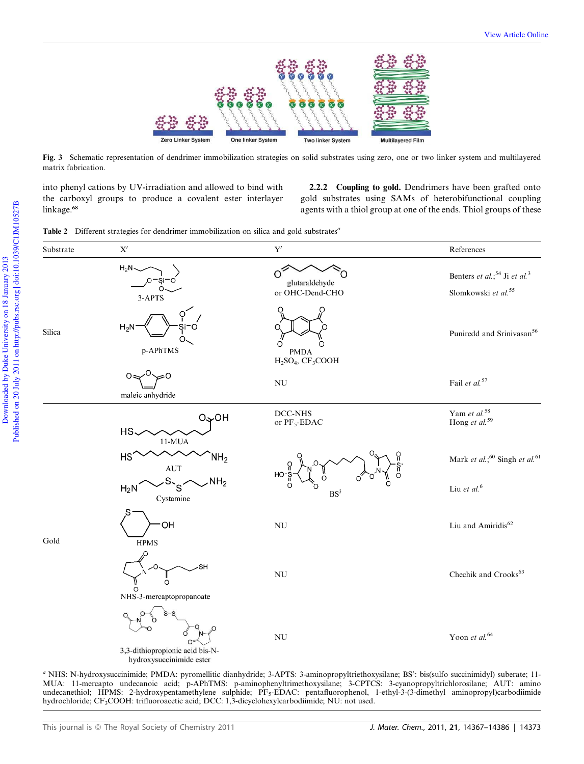Fig. 3 Schematic representation of dendrimer immobilization strategies on solid substrates using zero, one or two linker system and multilayered matrix fabrication.

into phenyl cations by UV-irradiation and allowed to bind with the carboxyl groups to produce a covalent ester interlayer linkage.[68]

#### 2.2.2 Coupling to gold.

Dendrimers have been grafted onto gold substrates using SAMs of heterobifunctional coupling agents with a thiol group at one of the ends. Thiol groups of these

**Table 2** Different strategies for dendrimer immobilization on silica and gold substrates[a]

| Substrate | X′ | Y′ | References |
|---|---|---|---|
| Silica | 3-APTS | glutaraldehyde or OHC-Dend-CHO | Benters *et al.*;[54] Ji *et al.*[3] Slomkowski *et al.*[55] |
| | p-APhTMS | PMDA $H_2SO_4$, $CF_3COOH$ | Puniredd and Srinivasan[56] |
| | maleic anhydride | NU | Fail *et al.*[57] |
| Gold | 11-MUA | DCC-NHS or $PF_5$-EDAC | Yam *et al.*[58] Hong *et al.*[59] |
| | AUT | $BS^3$ | Mark *et al.*;[60] Singh *et al.*[61] |
| | Cystamine | $BS^3$ | Liu *et al.*[6] |
| | HPMS | NU | Liu and Amiridis[62] |
| | NHS-3-mercaptopropanoate | NU | Chechik and Crooks[63] |
| | 3,3-dithiopropionic acid bis-N-hydroxysuccinimide ester | NU | Yoon *et al.*[64] |

[a] NHS: N-hydroxysuccinimide; PMDA: pyromellitic dianhydride; 3-APTS: 3-aminopropyltriethoxysilane; $BS^3$: bis(sulfo succinimidyl) suberate; 11-MUA: 11-mercapto undecanoic acid; p-APhTMS: p-aminophenyltrimethoxysilane; 3-CPTCS: 3-cyanopropyltrichlorosilane; AUT: amino undecanethiol; HPMS: 2-hydroxypentamethylene sulphide; $PF_5$-EDAC: pentafluorophenol, 1-ethyl-3-(3-dimethyl aminopropyl)carbodiimide hydrochloride; $CF_3COOH$: trifluoroacetic acid; DCC: 1,3-dicyclohexylcarbodiimide; NU: not used.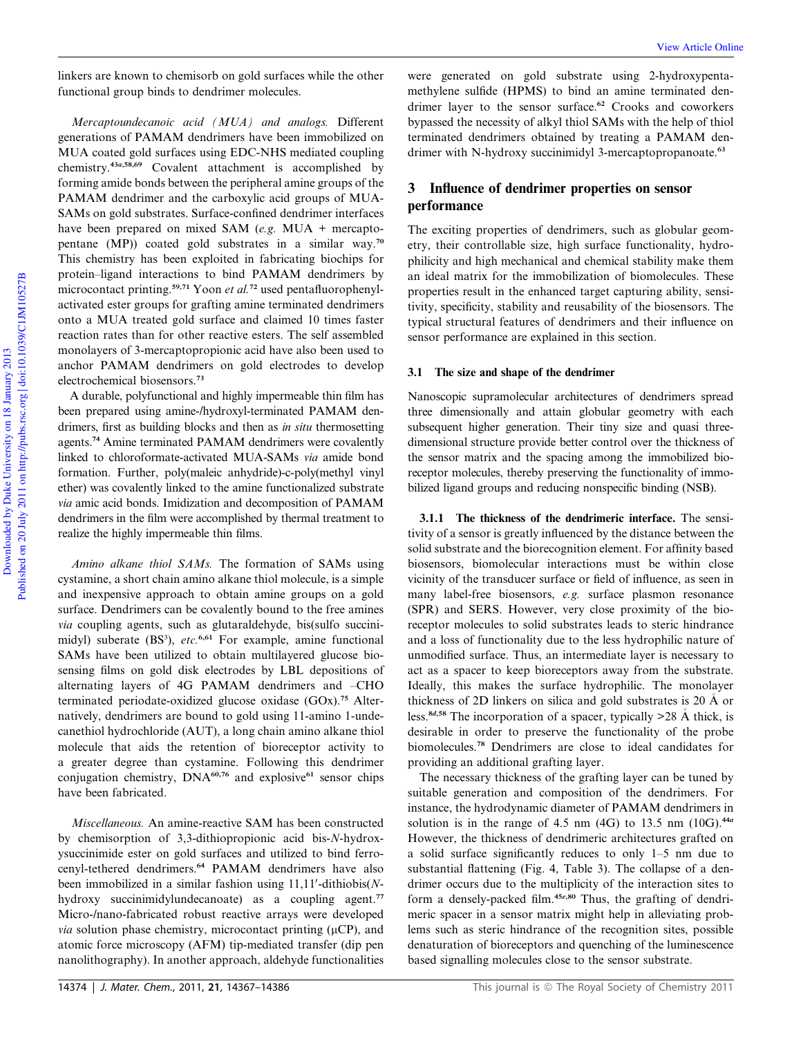linkers are known to chemisorb on gold surfaces while the other functional group binds to dendrimer molecules.

*Mercaptoundecanoic acid (MUA) and analogs.* Different generations of PAMAM dendrimers have been immobilized on MUA coated gold surfaces using EDC-NHS mediated coupling chemistry.[43a,58,69] Covalent attachment is accomplished by forming amide bonds between the peripheral amine groups of the PAMAM dendrimer and the carboxylic acid groups of MUA-SAMs on gold substrates. Surface-confined dendrimer interfaces have been prepared on mixed SAM (*e.g.* MUA + mercaptopentane (MP)) coated gold substrates in a similar way.[70] This chemistry has been exploited in fabricating biochips for protein–ligand interactions to bind PAMAM dendrimers by microcontact printing.[59,71] Yoon *et al.*[72] used pentafluorophenyl-activated ester groups for grafting amine terminated dendrimers onto a MUA treated gold surface and claimed 10 times faster reaction rates than for other reactive esters. The self assembled monolayers of 3-mercaptopropionic acid have also been used to anchor PAMAM dendrimers on gold electrodes to develop electrochemical biosensors.[73]

A durable, polyfunctional and highly impermeable thin film has been prepared using amine-/hydroxyl-terminated PAMAM dendrimers, first as building blocks and then as *in situ* thermosetting agents.[74] Amine terminated PAMAM dendrimers were covalently linked to chloroformate-activated MUA-SAMs *via* amide bond formation. Further, poly(maleic anhydride)-c-poly(methyl vinyl ether) was covalently linked to the amine functionalized substrate *via* amic acid bonds. Imidization and decomposition of PAMAM dendrimers in the film were accomplished by thermal treatment to realize the highly impermeable thin films.

*Amino alkane thiol SAMs.* The formation of SAMs using cystamine, a short chain amino alkane thiol molecule, is a simple and inexpensive approach to obtain amine groups on a gold surface. Dendrimers can be covalently bound to the free amines *via* coupling agents, such as glutaraldehyde, bis(sulfo succinimidyl) suberate ($BS^3$), *etc.*[6,61] For example, amine functional SAMs have been utilized to obtain multilayered glucose biosensing films on gold disk electrodes by LBL depositions of alternating layers of 4G PAMAM dendrimers and –CHO terminated periodate-oxidized glucose oxidase (GOx).[75] Alternatively, dendrimers are bound to gold using 11-amino 1-undecanethiol hydrochloride (AUT), a long chain amino alkane thiol molecule that aids the retention of bioreceptor activity to a greater degree than cystamine. Following this dendrimer conjugation chemistry, DNA[60,76] and explosive[61] sensor chips have been fabricated.

*Miscellaneous.* An amine-reactive SAM has been constructed by chemisorption of 3,3-dithiopropionic acid bis-*N*-hydroxysuccinimide ester on gold surfaces and utilized to bind ferrocenyl-tethered dendrimers.[64] PAMAM dendrimers have also been immobilized in a similar fashion using 11,11′-dithiobis(*N*-hydroxy succinimidylundecanoate) as a coupling agent.[77] Micro-/nano-fabricated robust reactive arrays were developed *via* solution phase chemistry, microcontact printing (μCP), and atomic force microscopy (AFM) tip-mediated transfer (dip pen nanolithography). In another approach, aldehyde functionalities were generated on gold substrate using 2-hydroxypentamethylene sulfide (HPMS) to bind an amine terminated dendrimer layer to the sensor surface.[62] Crooks and coworkers bypassed the necessity of alkyl thiol SAMs with the help of thiol terminated dendrimers obtained by treating a PAMAM dendrimer with N-hydroxy succinimidyl 3-mercaptopropanoate.[63]

## 3 Influence of dendrimer properties on sensor performance

The exciting properties of dendrimers, such as globular geometry, their controllable size, high surface functionality, hydrophilicity and high mechanical and chemical stability make them an ideal matrix for the immobilization of biomolecules. These properties result in the enhanced target capturing ability, sensitivity, specificity, stability and reusability of the biosensors. The typical structural features of dendrimers and their influence on sensor performance are explained in this section.

### 3.1 The size and shape of the dendrimer

Nanoscopic supramolecular architectures of dendrimers spread three dimensionally and attain globular geometry with each subsequent higher generation. Their tiny size and quasi three-dimensional structure provide better control over the thickness of the sensor matrix and the spacing among the immobilized bioreceptor molecules, thereby preserving the functionality of immobilized ligand groups and reducing nonspecific binding (NSB).

**3.1.1 The thickness of the dendrimeric interface.** The sensitivity of a sensor is greatly influenced by the distance between the solid substrate and the biorecognition element. For affinity based biosensors, biomolecular interactions must be within close vicinity of the transducer surface or field of influence, as seen in many label-free biosensors, *e.g.* surface plasmon resonance (SPR) and SERS. However, very close proximity of the bioreceptor molecules to solid substrates leads to steric hindrance and a loss of functionality due to the less hydrophilic nature of unmodified surface. Thus, an intermediate layer is necessary to act as a spacer to keep bioreceptors away from the substrate. Ideally, this makes the surface hydrophilic. The monolayer thickness of 2D linkers on silica and gold substrates is 20 Å or less.[8d,58] The incorporation of a spacer, typically >28 Å thick, is desirable in order to preserve the functionality of the probe biomolecules.[78] Dendrimers are close to ideal candidates for providing an additional grafting layer.

The necessary thickness of the grafting layer can be tuned by suitable generation and composition of the dendrimers. For instance, the hydrodynamic diameter of PAMAM dendrimers in solution is in the range of 4.5 nm (4G) to 13.5 nm (10G).[44a] However, the thickness of dendrimeric architectures grafted on a solid surface significantly reduces to only 1–5 nm due to substantial flattening (Fig. 4, Table 3). The collapse of a dendrimer occurs due to the multiplicity of the interaction sites to form a densely-packed film.[45e,80] Thus, the grafting of dendrimeric spacer in a sensor matrix might help in alleviating problems such as steric hindrance of the recognition sites, possible denaturation of bioreceptors and quenching of the luminescence based signalling molecules close to the sensor substrate.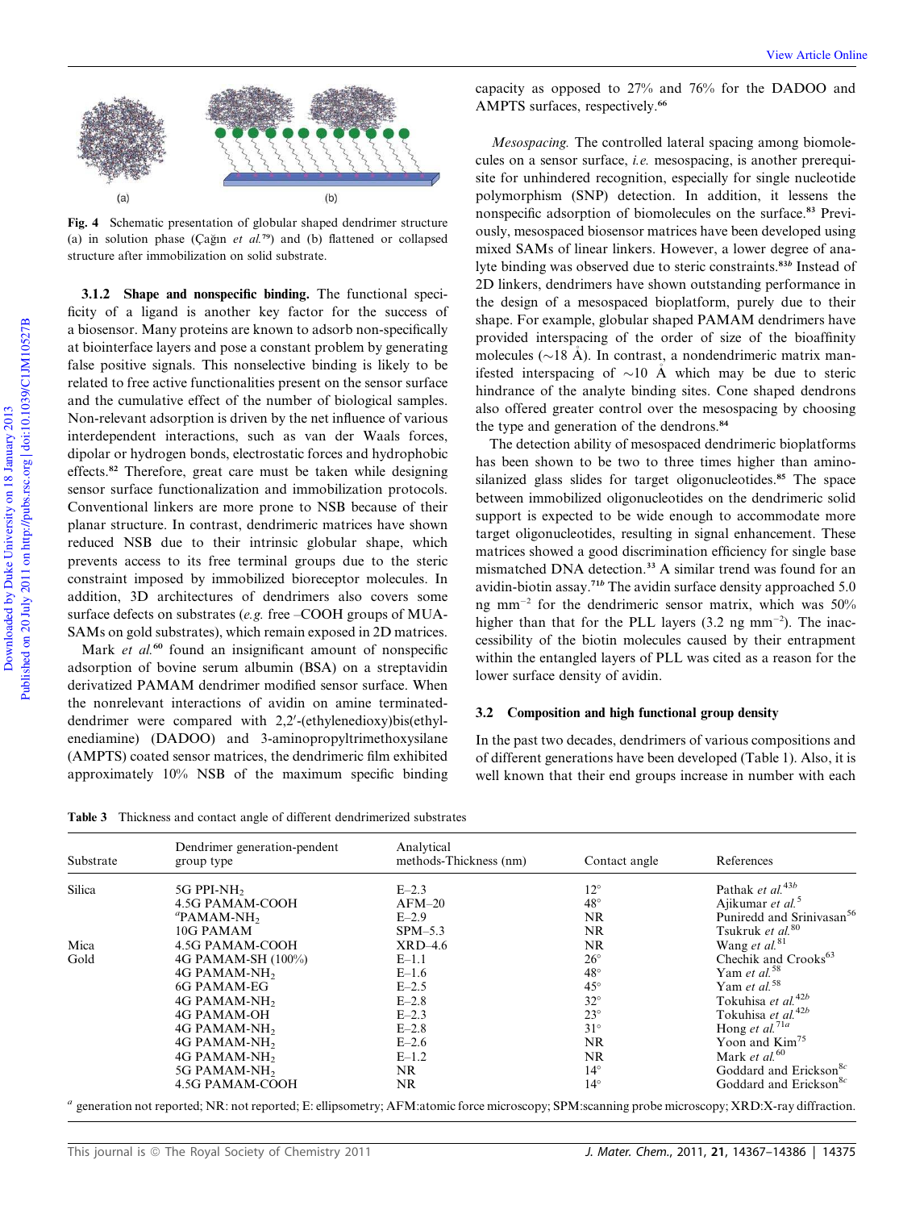Fig. 4 Schematic presentation of globular shaped dendrimer structure (a) in solution phase (Çağın *et al.*[79]) and (b) flattened or collapsed structure after immobilization on solid substrate.

**3.1.2 Shape and nonspecific binding.** The functional specificity of a ligand is another key factor for the success of a biosensor. Many proteins are known to adsorb non-specifically at biointerface layers and pose a constant problem by generating false positive signals. This nonselective binding is likely to be related to free active functionalities present on the sensor surface and the cumulative effect of the number of biological samples. Non-relevant adsorption is driven by the net influence of various interdependent interactions, such as van der Waals forces, dipolar or hydrogen bonds, electrostatic forces and hydrophobic effects.[82] Therefore, great care must be taken while designing sensor surface functionalization and immobilization protocols. Conventional linkers are more prone to NSB because of their planar structure. In contrast, dendrimeric matrices have shown reduced NSB due to their intrinsic globular shape, which prevents access to its free terminal groups due to the steric constraint imposed by immobilized bioreceptor molecules. In addition, 3D architectures of dendrimers also covers some surface defects on substrates (*e.g.* free –COOH groups of MUA-SAMs on gold substrates), which remain exposed in 2D matrices.

Mark *et al.*[60] found an insignificant amount of nonspecific adsorption of bovine serum albumin (BSA) on a streptavidin derivatized PAMAM dendrimer modified sensor surface. When the nonrelevant interactions of avidin on amine terminated-dendrimer were compared with 2,2′-(ethylenedioxy)bis(ethylenediamine) (DADOO) and 3-aminopropyltrimethoxysilane (AMPTS) coated sensor matrices, the dendrimeric film exhibited approximately 10% NSB of the maximum specific binding capacity as opposed to 27% and 76% for the DADOO and AMPTS surfaces, respectively.[66]

*Mesospacing.* The controlled lateral spacing among biomolecules on a sensor surface, *i.e.* mesospacing, is another prerequisite for unhindered recognition, especially for single nucleotide polymorphism (SNP) detection. In addition, it lessens the nonspecific adsorption of biomolecules on the surface.[83] Previously, mesospaced biosensor matrices have been developed using mixed SAMs of linear linkers. However, a lower degree of analyte binding was observed due to steric constraints.[83b] Instead of 2D linkers, dendrimers have shown outstanding performance in the design of a mesospaced bioplatform, purely due to their shape. For example, globular shaped PAMAM dendrimers have provided interspacing of the order of size of the bioaffinity molecules (~18 Å). In contrast, a nondendrimeric matrix manifested interspacing of ~10 Å which may be due to steric hindrance of the analyte binding sites. Cone shaped dendrons also offered greater control over the mesospacing by choosing the type and generation of the dendrons.[84]

The detection ability of mesospaced dendrimeric bioplatforms has been shown to be two to three times higher than amino-silanized glass slides for target oligonucleotides.[85] The space between immobilized oligonucleotides on the dendrimeric solid support is expected to be wide enough to accommodate more target oligonucleotides, resulting in signal enhancement. These matrices showed a good discrimination efficiency for single base mismatched DNA detection.[33] A similar trend was found for an avidin-biotin assay.[71b] The avidin surface density approached 5.0 ng mm$^{-2}$ for the dendrimeric sensor matrix, which was 50% higher than that for the PLL layers (3.2 ng mm$^{-2}$). The inaccessibility of the biotin molecules caused by their entrapment within the entangled layers of PLL was cited as a reason for the lower surface density of avidin.

### 3.2 Composition and high functional group density

In the past two decades, dendrimers of various compositions and of different generations have been developed (Table 1). Also, it is well known that their end groups increase in number with each

Table 3 Thickness and contact angle of different dendrimerized substrates

| Substrate | Dendrimer generation-pendent group type | Analytical methods-Thickness (nm) | Contact angle | References |
|---|---|---|---|---|
| Silica | 5G PPI-$NH_2$ | E–2.3 | 12° | Pathak *et al.*[43b] |
| | 4.5G PAMAM-COOH | AFM–20 | 48° | Ajikumar *et al.*[5] |
| | [a]PAMAM-$NH_2$ | E–2.9 | NR | Puniredd and Srinivasan[56] |
| | 10G PAMAM | SPM–5.3 | NR | Tsukruk *et al.*[80] |
| Mica | 4.5G PAMAM-COOH | XRD–4.6 | NR | Wang *et al.*[81] |
| Gold | 4G PAMAM-SH (100%) | E–1.1 | 26° | Chechik and Crooks[63] |
| | 4G PAMAM-$NH_2$ | E–1.6 | 48° | Yam *et al.*[58] |
| | 6G PAMAM-EG | E–2.5 | 45° | Yam *et al.*[58] |
| | 4G PAMAM-$NH_2$ | E–2.8 | 32° | Tokuhisa *et al.*[42b] |
| | 4G PAMAM-OH | E–2.3 | 23° | Tokuhisa *et al.*[42b] |
| | 4G PAMAM-$NH_2$ | E–2.8 | 31° | Hong *et al.*[71a] |
| | 4G PAMAM-$NH_2$ | E–2.6 | NR | Yoon and Kim[75] |
| | 4G PAMAM-$NH_2$ | E–1.2 | NR | Mark *et al.*[60] |
| | 5G PAMAM-$NH_2$ | NR | 14° | Goddard and Erickson[8c] |
| | 4.5G PAMAM-COOH | NR | 14° | Goddard and Erickson[8c] |

[a] generation not reported; NR: not reported; E: ellipsometry; AFM: atomic force microscopy; SPM: scanning probe microscopy; XRD: X-ray diffraction.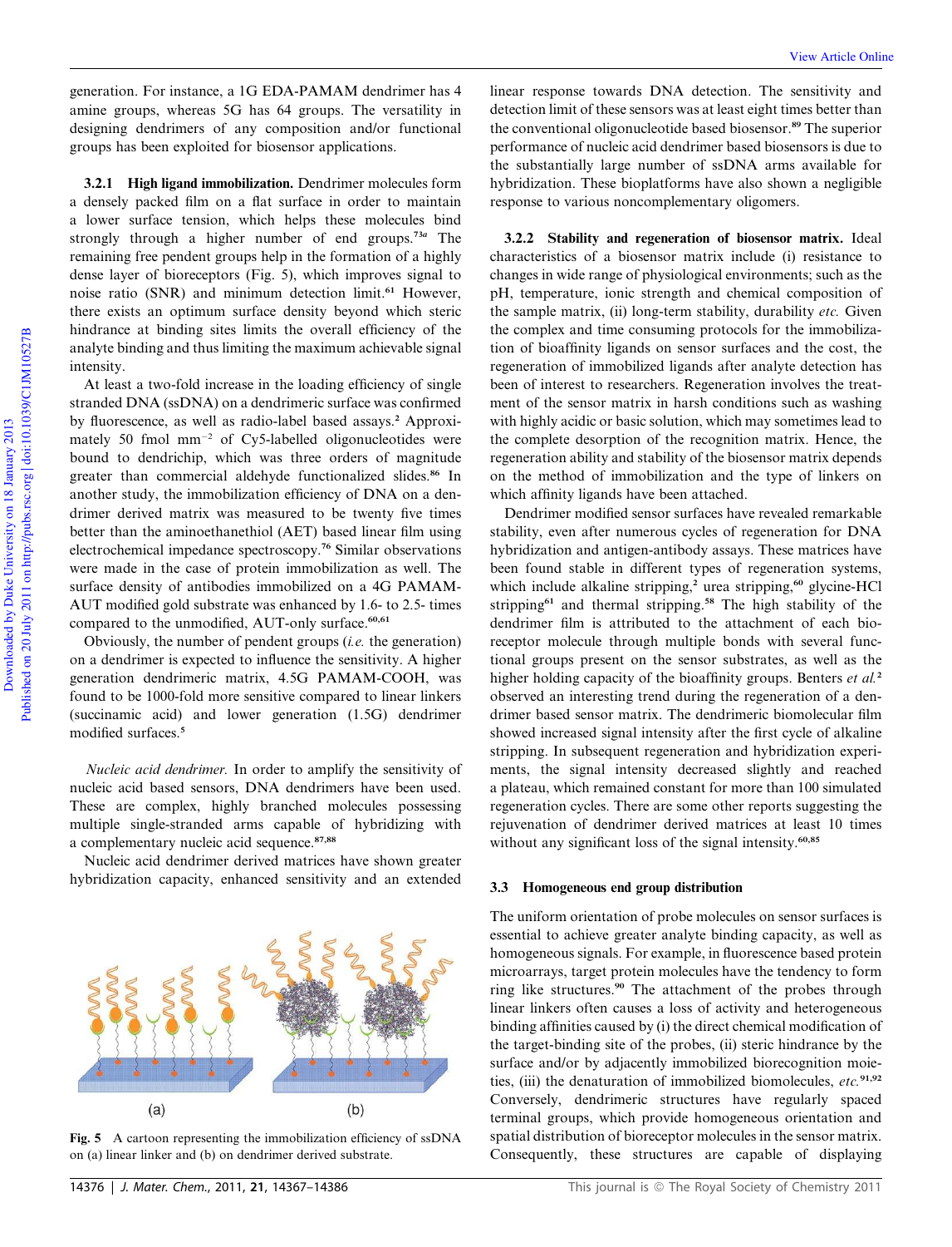generation. For instance, a 1G EDA-PAMAM dendrimer has 4 amine groups, whereas 5G has 64 groups. The versatility in designing dendrimers of any composition and/or functional groups has been exploited for biosensor applications.

**3.2.1 High ligand immobilization.** Dendrimer molecules form a densely packed film on a flat surface in order to maintain a lower surface tension, which helps these molecules bind strongly through a higher number of end groups.[73a] The remaining free pendent groups help in the formation of a highly dense layer of bioreceptors (Fig. 5), which improves signal to noise ratio (SNR) and minimum detection limit.[61] However, there exists an optimum surface density beyond which steric hindrance at binding sites limits the overall efficiency of the analyte binding and thus limiting the maximum achievable signal intensity.

At least a two-fold increase in the loading efficiency of single stranded DNA (ssDNA) on a dendrimeric surface was confirmed by fluorescence, as well as radio-label based assays.[2] Approximately 50 fmol $mm^{-2}$ of Cy5-labelled oligonucleotides were bound to dendrichip, which was three orders of magnitude greater than commercial aldehyde functionalized slides.[86] In another study, the immobilization efficiency of DNA on a dendrimer derived matrix was measured to be twenty five times better than the aminoethanethiol (AET) based linear film using electrochemical impedance spectroscopy.[76] Similar observations were made in the case of protein immobilization as well. The surface density of antibodies immobilized on a 4G PAMAM-AUT modified gold substrate was enhanced by 1.6- to 2.5- times compared to the unmodified, AUT-only surface.[60,61]

Obviously, the number of pendent groups (*i.e.* the generation) on a dendrimer is expected to influence the sensitivity. A higher generation dendrimeric matrix, 4.5G PAMAM-COOH, was found to be 1000-fold more sensitive compared to linear linkers (succinamic acid) and lower generation (1.5G) dendrimer modified surfaces.[5]

*Nucleic acid dendrimer.* In order to amplify the sensitivity of nucleic acid based sensors, DNA dendrimers have been used. These are complex, highly branched molecules possessing multiple single-stranded arms capable of hybridizing with a complementary nucleic acid sequence.[87,88]

Nucleic acid dendrimer derived matrices have shown greater hybridization capacity, enhanced sensitivity and an extended linear response towards DNA detection. The sensitivity and detection limit of these sensors was at least eight times better than the conventional oligonucleotide based biosensor.[89] The superior performance of nucleic acid dendrimer based biosensors is due to the substantially large number of ssDNA arms available for hybridization. These bioplatforms have also shown a negligible response to various noncomplementary oligomers.

(a)

(b)

Fig. 5 A cartoon representing the immobilization efficiency of ssDNA on (a) linear linker and (b) on dendrimer derived substrate.

**3.2.2 Stability and regeneration of biosensor matrix.** Ideal characteristics of a biosensor matrix include (i) resistance to changes in wide range of physiological environments; such as the pH, temperature, ionic strength and chemical composition of the sample matrix, (ii) long-term stability, durability *etc.* Given the complex and time consuming protocols for the immobilization of bioaffinity ligands on sensor surfaces and the cost, the regeneration of immobilized ligands after analyte detection has been of interest to researchers. Regeneration involves the treatment of the sensor matrix in harsh conditions such as washing with highly acidic or basic solution, which may sometimes lead to the complete desorption of the recognition matrix. Hence, the regeneration ability and stability of the biosensor matrix depends on the method of immobilization and the type of linkers on which affinity ligands have been attached.

Dendrimer modified sensor surfaces have revealed remarkable stability, even after numerous cycles of regeneration for DNA hybridization and antigen-antibody assays. These matrices have been found stable in different types of regeneration systems, which include alkaline stripping,[2] urea stripping,[60] glycine-HCl stripping[61] and thermal stripping.[58] The high stability of the dendrimer film is attributed to the attachment of each bioreceptor molecule through multiple bonds with several functional groups present on the sensor substrates, as well as the higher holding capacity of the bioaffinity groups. Benters *et al.*[2] observed an interesting trend during the regeneration of a dendrimer based sensor matrix. The dendrimeric biomolecular film showed increased signal intensity after the first cycle of alkaline stripping. In subsequent regeneration and hybridization experiments, the signal intensity decreased slightly and reached a plateau, which remained constant for more than 100 simulated regeneration cycles. There are some other reports suggesting the rejuvenation of dendrimer derived matrices at least 10 times without any significant loss of the signal intensity.[60,85]

## 3.3 Homogeneous end group distribution

The uniform orientation of probe molecules on sensor surfaces is essential to achieve greater analyte binding capacity, as well as homogeneous signals. For example, in fluorescence based protein microarrays, target protein molecules have the tendency to form ring like structures.[90] The attachment of the probes through linear linkers often causes a loss of activity and heterogeneous binding affinities caused by (i) the direct chemical modification of the target-binding site of the probes, (ii) steric hindrance by the surface and/or by adjacently immobilized biorecognition moieties, (iii) the denaturation of immobilized biomolecules, *etc.*[91,92] Conversely, dendrimeric structures have regularly spaced terminal groups, which provide homogeneous orientation and spatial distribution of bioreceptor molecules in the sensor matrix. Consequently, these structures are capable of displaying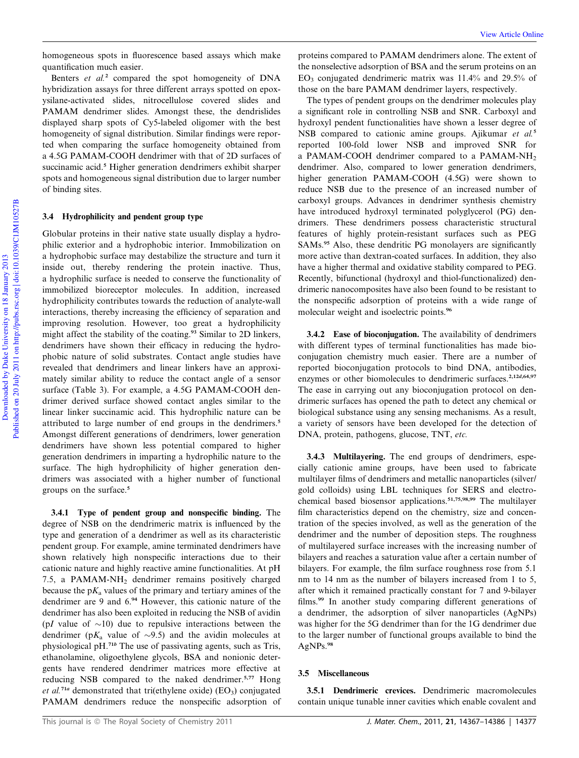homogeneous spots in fluorescence based assays which make quantification much easier.

Benters *et al.*[2] compared the spot homogeneity of DNA hybridization assays for three different arrays spotted on epoxysilane-activated slides, nitrocellulose covered slides and PAMAM dendrimer slides. Amongst these, the dendrislides displayed sharp spots of Cy5-labeled oligomer with the best homogeneity of signal distribution. Similar findings were reported when comparing the surface homogeneity obtained from a 4.5G PAMAM-COOH dendrimer with that of 2D surfaces of succinamic acid.[5] Higher generation dendrimers exhibit sharper spots and homogeneous signal distribution due to larger number of binding sites.

### 3.4 Hydrophilicity and pendent group type

Globular proteins in their native state usually display a hydrophilic exterior and a hydrophobic interior. Immobilization on a hydrophobic surface may destabilize the structure and turn it inside out, thereby rendering the protein inactive. Thus, a hydrophilic surface is needed to conserve the functionality of immobilized bioreceptor molecules. In addition, increased hydrophilicity contributes towards the reduction of analyte-wall interactions, thereby increasing the efficiency of separation and improving resolution. However, too great a hydrophilicity might affect the stability of the coating.[93] Similar to 2D linkers, dendrimers have shown their efficacy in reducing the hydrophobic nature of solid substrates. Contact angle studies have revealed that dendrimers and linear linkers have an approximately similar ability to reduce the contact angle of a sensor surface (Table 3). For example, a 4.5G PAMAM-COOH dendrimer derived surface showed contact angles similar to the linear linker succinamic acid. This hydrophilic nature can be attributed to large number of end groups in the dendrimers.[5] Amongst different generations of dendrimers, lower generation dendrimers have shown less potential compared to higher generation dendrimers in imparting a hydrophilic nature to the surface. The high hydrophilicity of higher generation dendrimers was associated with a higher number of functional groups on the surface.[5]

**3.4.1 Type of pendent group and nonspecific binding.** The degree of NSB on the dendrimeric matrix is influenced by the type and generation of a dendrimer as well as its characteristic pendent group. For example, amine terminated dendrimers have shown relatively high nonspecific interactions due to their cationic nature and highly reactive amine functionalities. At pH 7.5, a $PAMAM-NH_2$ dendrimer remains positively charged because the p$K_a$ values of the primary and tertiary amines of the dendrimer are 9 and 6.[94] However, this cationic nature of the dendrimer has also been exploited in reducing the NSB of avidin (p$I$ value of ~10) due to repulsive interactions between the dendrimer (p$K_a$ value of ~9.5) and the avidin molecules at physiological pH.[71b] The use of passivating agents, such as Tris, ethanolamine, oligoethylene glycols, BSA and nonionic detergents have rendered dendrimer matrices more effective at reducing NSB compared to the naked dendrimer.[5,77] Hong *et al.*[71a] demonstrated that tri(ethylene oxide) ($EO_3$) conjugated PAMAM dendrimers reduce the nonspecific adsorption of proteins compared to PAMAM dendrimers alone. The extent of the nonselective adsorption of BSA and the serum proteins on an $EO_3$ conjugated dendrimeric matrix was 11.4% and 29.5% of those on the bare PAMAM dendrimer layers, respectively.

The types of pendent groups on the dendrimer molecules play a significant role in controlling NSB and SNR. Carboxyl and hydroxyl pendent functionalities have shown a lesser degree of NSB compared to cationic amine groups. Ajikumar *et al.*[5] reported 100-fold lower NSB and improved SNR for a PAMAM-COOH dendrimer compared to a $PAMAM-NH_2$ dendrimer. Also, compared to lower generation dendrimers, higher generation PAMAM-COOH (4.5G) were shown to reduce NSB due to the presence of an increased number of carboxyl groups. Advances in dendrimer synthesis chemistry have introduced hydroxyl terminated polyglycerol (PG) dendrimers. These dendrimers possess characteristic structural features of highly protein-resistant surfaces such as PEG SAMs.[95] Also, these dendritic PG monolayers are significantly more active than dextran-coated surfaces. In addition, they also have a higher thermal and oxidative stability compared to PEG. Recently, bifunctional (hydroxyl and thiol-functionalized) dendrimeric nanocomposites have also been found to be resistant to the nonspecific adsorption of proteins with a wide range of molecular weight and isoelectric points.[96]

**3.4.2 Ease of bioconjugation.** The availability of dendrimers with different types of terminal functionalities has made bioconjugation chemistry much easier. There are a number of reported bioconjugation protocols to bind DNA, antibodies, enzymes or other biomolecules to dendrimeric surfaces.[2,12d,64,97] The ease in carrying out any bioconjugation protocol on dendrimeric surfaces has opened the path to detect any chemical or biological substance using any sensing mechanisms. As a result, a variety of sensors have been developed for the detection of DNA, protein, pathogens, glucose, TNT, *etc.*

**3.4.3 Multilayering.** The end groups of dendrimers, especially cationic amine groups, have been used to fabricate multilayer films of dendrimers and metallic nanoparticles (silver/gold colloids) using LBL techniques for SERS and electrochemical based biosensor applications.[51,75,98,99] The multilayer film characteristics depend on the chemistry, size and concentration of the species involved, as well as the generation of the dendrimer and the number of deposition steps. The roughness of multilayered surface increases with the increasing number of bilayers and reaches a saturation value after a certain number of bilayers. For example, the film surface roughness rose from 5.1 nm to 14 nm as the number of bilayers increased from 1 to 5, after which it remained practically constant for 7 and 9-bilayer films.[99] In another study comparing different generations of a dendrimer, the adsorption of silver nanoparticles (AgNPs) was higher for the 5G dendrimer than for the 1G dendrimer due to the larger number of functional groups available to bind the AgNPs.[98]

### 3.5 Miscellaneous

**3.5.1 Dendrimeric crevices.** Dendrimeric macromolecules contain unique tunable inner cavities which enable covalent and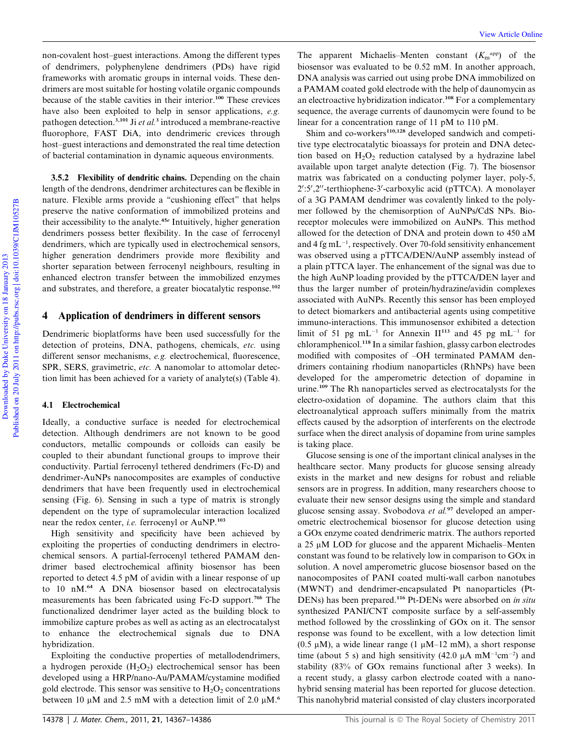non-covalent host–guest interactions. Among the different types of dendrimers, polyphenylene dendrimers (PDs) have rigid frameworks with aromatic groups in internal voids. These dendrimers are most suitable for hosting volatile organic compounds because of the stable cavities in their interior.[100] These crevices have also been exploited to help in sensor applications, *e.g.* pathogen detection.[3,101] Ji *et al.*[3] introduced a membrane-reactive fluorophore, FAST DiA, into dendrimeric crevices through host–guest interactions and demonstrated the real time detection of bacterial contamination in dynamic aqueous environments.

**3.5.2 Flexibility of dendritic chains.** Depending on the chain length of the dendrons, dendrimer architectures can be flexible in nature. Flexible arms provide a "cushioning effect" that helps preserve the native conformation of immobilized proteins and their accessibility to the analyte.[45e] Intuitively, higher generation dendrimers possess better flexibility. In the case of ferrocenyl dendrimers, which are typically used in electrochemical sensors, higher generation dendrimers provide more flexibility and shorter separation between ferrocenyl neighbours, resulting in enhanced electron transfer between the immobilized enzymes and substrates, and therefore, a greater biocatalytic response.[102]

## 4 Application of dendrimers in different sensors

Dendrimeric bioplatforms have been used successfully for the detection of proteins, DNA, pathogens, chemicals, *etc.* using different sensor mechanisms, *e.g.* electrochemical, fluorescence, SPR, SERS, gravimetric, *etc.* A nanomolar to attomolar detection limit has been achieved for a variety of analyte(s) (Table 4).

### 4.1 Electrochemical

Ideally, a conductive surface is needed for electrochemical detection. Although dendrimers are not known to be good conductors, metallic compounds or colloids can easily be coupled to their abundant functional groups to improve their conductivity. Partial ferrocenyl tethered dendrimers (Fc-D) and dendrimer-AuNPs nanocomposites are examples of conductive dendrimers that have been frequently used in electrochemical sensing (Fig. 6). Sensing in such a type of matrix is strongly dependent on the type of supramolecular interaction localized near the redox center, *i.e.* ferrocenyl or AuNP.[103]

High sensitivity and specificity have been achieved by exploiting the properties of conducting dendrimers in electrochemical sensors. A partial-ferrocenyl tethered PAMAM dendrimer based electrochemical affinity biosensor has been reported to detect 4.5 pM of avidin with a linear response of up to 10 nM.[64] A DNA biosensor based on electrocatalysis measurements has been fabricated using Fc-D support.[70b] The functionalized dendrimer layer acted as the building block to immobilize capture probes as well as acting as an electrocatalyst to enhance the electrochemical signals due to DNA hybridization.

Exploiting the conductive properties of metallodendrimers, a hydrogen peroxide ($H_2O_2$) electrochemical sensor has been developed using a HRP/nano-Au/PAMAM/cystamine modified gold electrode. This sensor was sensitive to $H_2O_2$ concentrations between 10 μM and 2.5 mM with a detection limit of 2.0 μM.[6] The apparent Michaelis–Menten constant ($K_m^{app}$) of the biosensor was evaluated to be 0.52 mM. In another approach, DNA analysis was carried out using probe DNA immobilized on a PAMAM coated gold electrode with the help of daunomycin as an electroactive hybridization indicator.[108] For a complementary sequence, the average currents of daunomycin were found to be linear for a concentration range of 11 pM to 110 pM.

Shim and co-workers[110,128] developed sandwich and competitive type electrocatalytic bioassays for protein and DNA detection based on $H_2O_2$ reduction catalysed by a hydrazine label available upon target analyte detection (Fig. 7). The biosensor matrix was fabricated on a conducting polymer layer, poly-5,2′:5′,2″-terthiophene-3′-carboxylic acid (pTTCA). A monolayer of a 3G PAMAM dendrimer was covalently linked to the polymer followed by the chemisorption of AuNPs/CdS NPs. Bioreceptor molecules were immobilized on AuNPs. This method allowed for the detection of DNA and protein down to 450 aM and 4 fg $mL^{-1}$, respectively. Over 70-fold sensitivity enhancement was observed using a pTTCA/DEN/AuNP assembly instead of a plain pTTCA layer. The enhancement of the signal was due to the high AuNP loading provided by the pTTCA/DEN layer and thus the larger number of protein/hydrazine/avidin complexes associated with AuNPs. Recently this sensor has been employed to detect biomarkers and antibacterial agents using competitive immuno-interactions. This immunosensor exhibited a detection limit of 51 pg $mL^{-1}$ for Annexin II[113] and 45 pg $mL^{-1}$ for chloramphenicol.[118] In a similar fashion, glassy carbon electrodes modified with composites of –OH terminated PAMAM dendrimers containing rhodium nanoparticles (RhNPs) have been developed for the amperometric detection of dopamine in urine.[109] The Rh nanoparticles served as electrocatalysts for the electro-oxidation of dopamine. The authors claim that this electroanalytical approach suffers minimally from the matrix effects caused by the adsorption of interferents on the electrode surface when the direct analysis of dopamine from urine samples is taking place.

Glucose sensing is one of the important clinical analyses in the healthcare sector. Many products for glucose sensing already exists in the market and new designs for robust and reliable sensors are in progress. In addition, many researchers choose to evaluate their new sensor designs using the simple and standard glucose sensing assay. Svobodova *et al.*[97] developed an amperometric electrochemical biosensor for glucose detection using a GOx enzyme coated dendrimeric matrix. The authors reported a 25 μM LOD for glucose and the apparent Michaelis–Menten constant was found to be relatively low in comparison to GOx in solution. A novel amperometric glucose biosensor based on the nanocomposites of PANI coated multi-wall carbon nanotubes (MWNT) and dendrimer-encapsulated Pt nanoparticles (Pt-DENs) has been prepared.[116] Pt-DENs were absorbed on *in situ* synthesized PANI/CNT composite surface by a self-assembly method followed by the crosslinking of GOx on it. The sensor response was found to be excellent, with a low detection limit (0.5 μM), a wide linear range (1 μM–12 mM), a short response time (about 5 s) and high sensitivity (42.0 μA $mM^{-1}cm^{-2}$) and stability (83% of GOx remains functional after 3 weeks). In a recent study, a glassy carbon electrode coated with a nanohybrid sensing material has been reported for glucose detection. This nanohybrid material consisted of clay clusters incorporated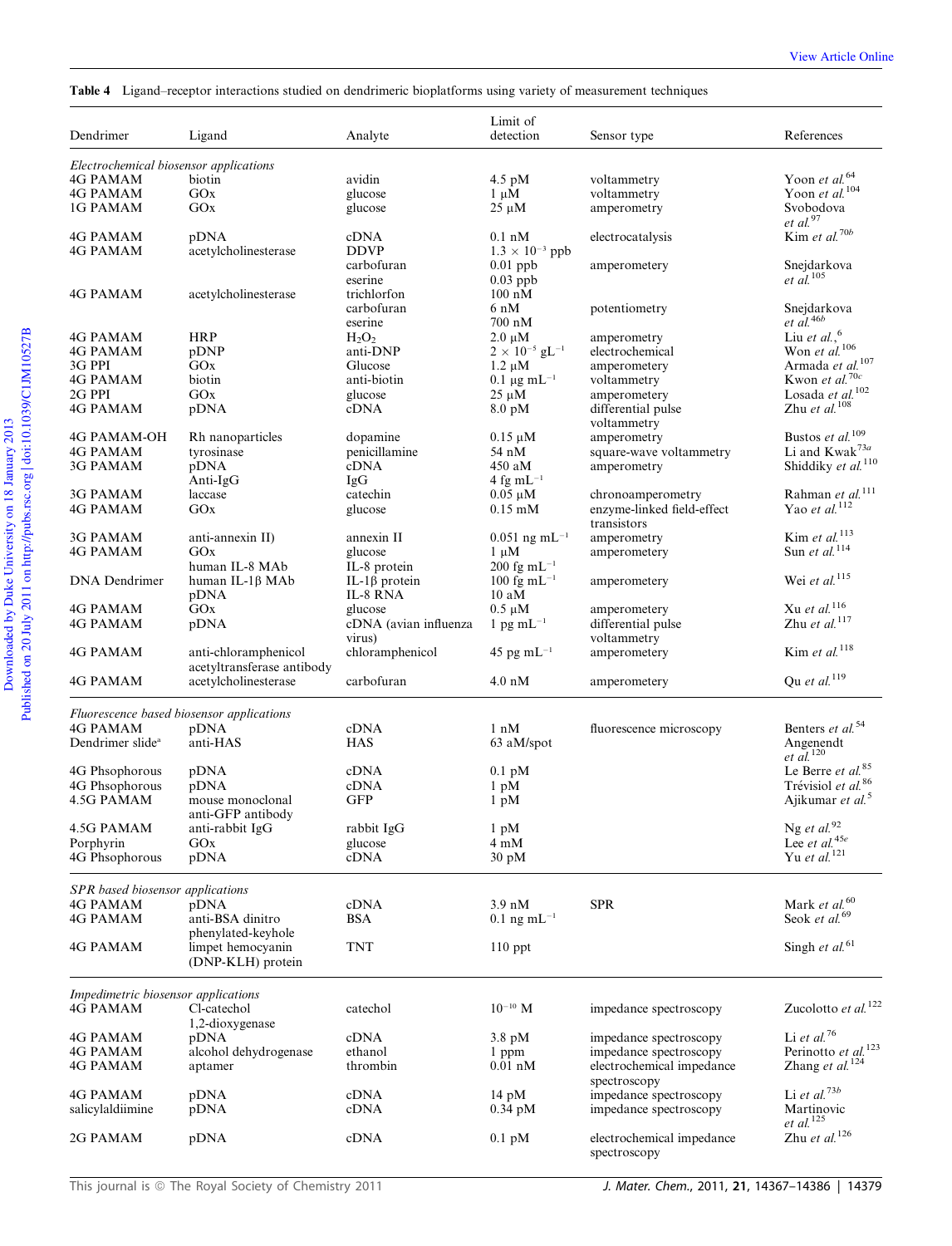**Table 4** Ligand–receptor interactions studied on dendrimeric bioplatforms using variety of measurement techniques

| Dendrimer | Ligand | Analyte | Limit of detection | Sensor type | References |
|---|---|---|---|---|---|
| *Electrochemical biosensor applications* | | | | | |
| 4G PAMAM | biotin | avidin | 4.5 pM | voltammetry | Yoon *et al.*[64] |
| 4G PAMAM | GOx | glucose | 1 μM | voltammetry | Yoon *et al.*[104] |
| 1G PAMAM | GOx | glucose | 25 μM | amperometry | Svobodova *et al.*[97] |
| 4G PAMAM | pDNA | cDNA | 0.1 nM | electrocatalysis | Kim *et al.*[70b] |
| 4G PAMAM | acetylcholinesterase | DDVP | $1.3 \times 10^{-3}$ ppb | | |
| | | carbofuran | 0.01 ppb | amperometry | Snejdarkova *et al.*[105] |
| | | eserine | 0.03 ppb | | |
| 4G PAMAM | acetylcholinesterase | trichlorfon | 100 nM | | |
| | | carbofuran | 6 nM | potentiometry | Snejdarkova *et al.*[46b] |
| | | eserine | 700 nM | | |
| 4G PAMAM | HRP | $H_2O_2$ | 2.0 μM | amperometry | Liu *et al.*,[6] |
| 4G PAMAM | pDNP | anti-DNP | $2 \times 10^{-5}$ g$L^{-1}$ | electrochemical | Won *et al.*[106] |
| 3G PPI | GOx | Glucose | 1.2 μM | amperometry | Armada *et al.*[107] |
| 4G PAMAM | biotin | anti-biotin | 0.1 μg m$L^{-1}$ | voltammetry | Kwon *et al.*[70c] |
| 2G PPI | GOx | glucose | 25 μM | amperometry | Losada *et al.*[102] |
| 4G PAMAM | pDNA | cDNA | 8.0 pM | differential pulse voltammetry | Zhu *et al.*[108] |
| 4G PAMAM-OH | Rh nanoparticles | dopamine | 0.15 μM | amperometry | Bustos *et al.*[109] |
| 4G PAMAM | tyrosinase | penicillamine | 54 nM | square-wave voltammetry | Li and Kwak[73a] |
| 3G PAMAM | pDNA | cDNA | 450 aM | amperometry | Shiddiky *et al.*[110] |
| | Anti-IgG | IgG | 4 fg m$L^{-1}$ | | |
| 3G PAMAM | laccase | catechin | 0.05 μM | chronoamperometry | Rahman *et al.*[111] |
| 4G PAMAM | GOx | glucose | 0.15 mM | enzyme-linked field-effect transistors | Yao *et al.*[112] |
| 3G PAMAM | anti-annexin II) | annexin II | 0.051 ng m$L^{-1}$ | amperometry | Kim *et al.*[113] |
| 4G PAMAM | GOx | glucose | 1 μM | amperometry | Sun *et al.*[114] |
| | human IL-8 MAb | IL-8 protein | 200 fg m$L^{-1}$ | | |
| DNA Dendrimer | human IL-1β MAb | IL-1β protein | 100 fg m$L^{-1}$ | amperometry | Wei *et al.*[115] |
| | pDNA | IL-8 RNA | 10 aM | | |
| 4G PAMAM | GOx | glucose | 0.5 μM | amperometry | Xu *et al.*[116] |
| 4G PAMAM | pDNA | cDNA (avian influenza virus) | 1 pg m$L^{-1}$ | differential pulse voltammetry | Zhu *et al.*[117] |
| 4G PAMAM | anti-chloramphenicol acetyltransferase antibody | chloramphenicol | 45 pg m$L^{-1}$ | amperometry | Kim *et al.*[118] |
| 4G PAMAM | acetylcholinesterase | carbofuran | 4.0 nM | amperometry | Qu *et al.*[119] |
| *Fluorescence based biosensor applications* | | | | | |
| 4G PAMAM | pDNA | cDNA | 1 nM | fluorescence microscopy | Benters *et al.*[54] |
| Dendrimer slide[a] | anti-HAS | HAS | 63 aM/spot | | Angenendt *et al.*[120] |
| 4G Phsophorous | pDNA | cDNA | 0.1 pM | | Le Berre *et al.*[85] |
| 4G Phsophorous | pDNA | cDNA | 1 pM | | Trévisiol *et al.*[86] |
| 4.5G PAMAM | mouse monoclonal anti-GFP antibody | GFP | 1 pM | | Ajikumar *et al.*[5] |
| 4.5G PAMAM | anti-rabbit IgG | rabbit IgG | 1 pM | | Ng *et al.*[92] |
| Porphyrin | GOx | glucose | 4 mM | | Lee *et al.*[45e] |
| 4G Phsophorous | pDNA | cDNA | 30 pM | | Yu *et al.*[121] |
| *SPR based biosensor applications* | | | | | |
| 4G PAMAM | pDNA | cDNA | 3.9 nM | SPR | Mark *et al.*[60] |
| 4G PAMAM | anti-BSA dinitro phenylated-keyhole | BSA | 0.1 ng m$L^{-1}$ | | Seok *et al.*[69] |
| 4G PAMAM | limpet hemocyanin (DNP-KLH) protein | TNT | 110 ppt | | Singh *et al.*[61] |
| *Impedimetric biosensor applications* | | | | | |
| 4G PAMAM | Cl-catechol 1,2-dioxygenase | catechol | $10^{-10}$ M | impedance spectroscopy | Zucolotto *et al.*[122] |
| 4G PAMAM | pDNA | cDNA | 3.8 pM | impedance spectroscopy | Li *et al.*[76] |
| 4G PAMAM | alcohol dehydrogenase | ethanol | 1 ppm | impedance spectroscopy | Perinotto *et al.*[123] |
| 4G PAMAM | aptamer | thrombin | 0.01 nM | electrochemical impedance spectroscopy | Zhang *et al.*[124] |
| 4G PAMAM | pDNA | cDNA | 14 pM | impedance spectroscopy | Li *et al.*[73b] |
| salicylaldiimine | pDNA | cDNA | 0.34 pM | impedance spectroscopy | Martinovic *et al.*[125] |
| 2G PAMAM | pDNA | cDNA | 0.1 pM | electrochemical impedance spectroscopy | Zhu *et al.*[126] |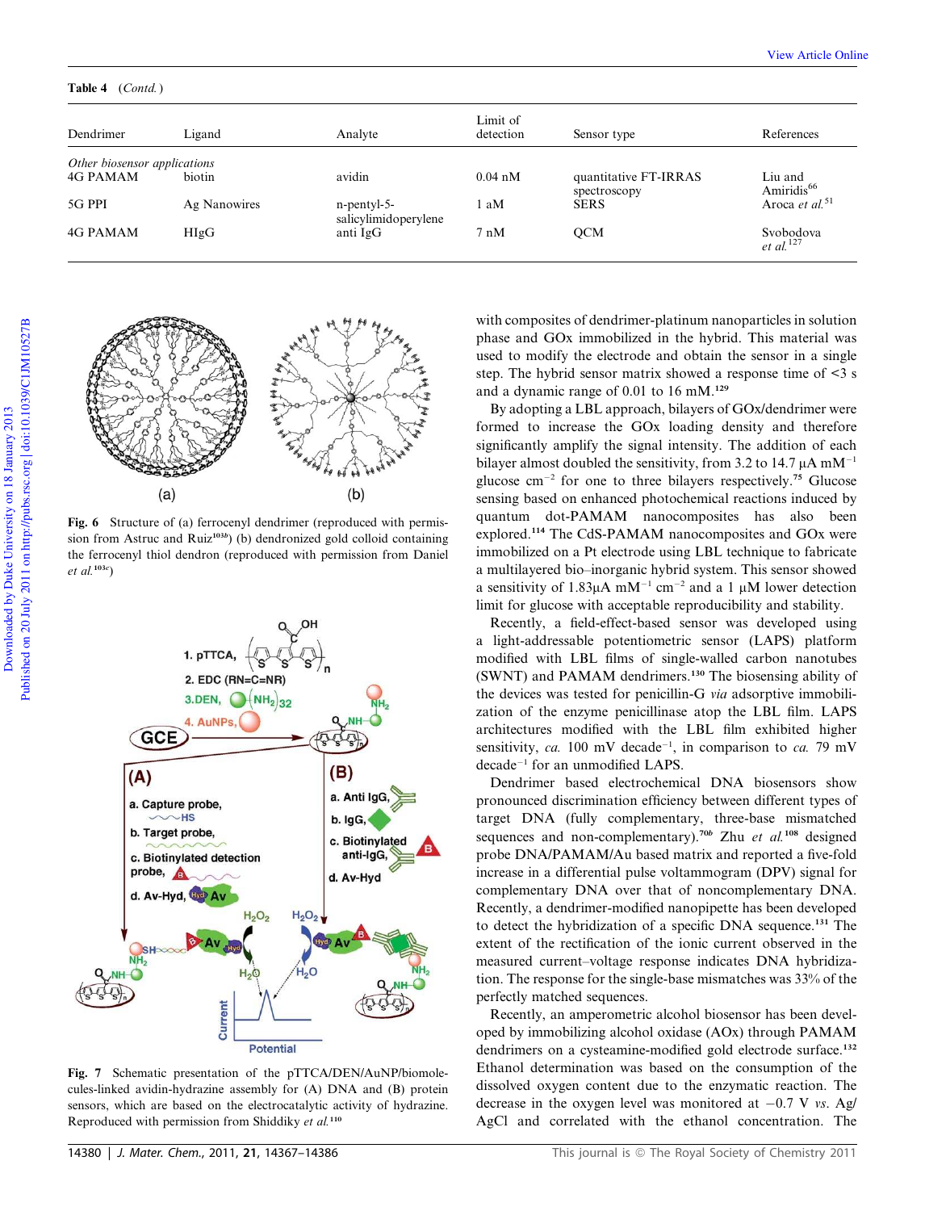**Table 4** (*Contd.*)

| Dendrimer | Ligand | Analyte | Limit of detection | Sensor type | References |
|---|---|---|---|---|---|
| *Other biosensor applications* | | | | | |
| 4G PAMAM | biotin | avidin | 0.04 nM | quantitative FT-IRRAS spectroscopy | Liu and Amiridis[66] |
| 5G PPI | Ag Nanowires | n-pentyl-5-salicylimidoperylene | 1 aM | SERS | Aroca *et al.*[51] |
| 4G PAMAM | HIgG | anti IgG | 7 nM | QCM | Svobodova *et al.*[127] |

**Fig. 6** Structure of (a) ferrocenyl dendrimer (reproduced with permission from Astruc and Ruiz[103b]) (b) dendronized gold colloid containing the ferrocenyl thiol dendron (reproduced with permission from Daniel *et al.*[103c])

**Fig. 7** Schematic presentation of the pTTCA/DEN/AuNP/biomolecules-linked avidin-hydrazine assembly for (A) DNA and (B) protein sensors, which are based on the electrocatalytic activity of hydrazine. Reproduced with permission from Shiddiky *et al.*[110]

with composites of dendrimer-platinum nanoparticles in solution phase and GOx immobilized in the hybrid. This material was used to modify the electrode and obtain the sensor in a single step. The hybrid sensor matrix showed a response time of <3 s and a dynamic range of 0.01 to 16 mM.[129]

By adopting a LBL approach, bilayers of GOx/dendrimer were formed to increase the GOx loading density and therefore significantly amplify the signal intensity. The addition of each bilayer almost doubled the sensitivity, from 3.2 to 14.7 μA $mM^{-1}$ glucose $cm^{-2}$ for one to three bilayers respectively.[75] Glucose sensing based on enhanced photochemical reactions induced by quantum dot-PAMAM nanocomposites has also been explored.[114] The CdS-PAMAM nanocomposites and GOx were immobilized on a Pt electrode using LBL technique to fabricate a multilayered bio–inorganic hybrid system. This sensor showed a sensitivity of 1.83μA $mM^{-1}$ $cm^{-2}$ and a 1 μM lower detection limit for glucose with acceptable reproducibility and stability.

Recently, a field-effect-based sensor was developed using a light-addressable potentiometric sensor (LAPS) platform modified with LBL films of single-walled carbon nanotubes (SWNT) and PAMAM dendrimers.[130] The biosensing ability of the devices was tested for penicillin-G *via* adsorptive immobilization of the enzyme penicillinase atop the LBL film. LAPS architectures modified with the LBL film exhibited higher sensitivity, *ca.* 100 mV $decade^{-1}$, in comparison to *ca.* 79 mV $decade^{-1}$ for an unmodified LAPS.

Dendrimer based electrochemical DNA biosensors show pronounced discrimination efficiency between different types of target DNA (fully complementary, three-base mismatched sequences and non-complementary).[70b] Zhu *et al.*[108] designed probe DNA/PAMAM/Au based matrix and reported a five-fold increase in a differential pulse voltammogram (DPV) signal for complementary DNA over that of noncomplementary DNA. Recently, a dendrimer-modified nanopipette has been developed to detect the hybridization of a specific DNA sequence.[131] The extent of the rectification of the ionic current observed in the measured current–voltage response indicates DNA hybridization. The response for the single-base mismatches was 33% of the perfectly matched sequences.

Recently, an amperometric alcohol biosensor has been developed by immobilizing alcohol oxidase (AOx) through PAMAM dendrimers on a cysteamine-modified gold electrode surface.[132] Ethanol determination was based on the consumption of the dissolved oxygen content due to the enzymatic reaction. The decrease in the oxygen level was monitored at −0.7 V *vs.* Ag/AgCl and correlated with the ethanol concentration. The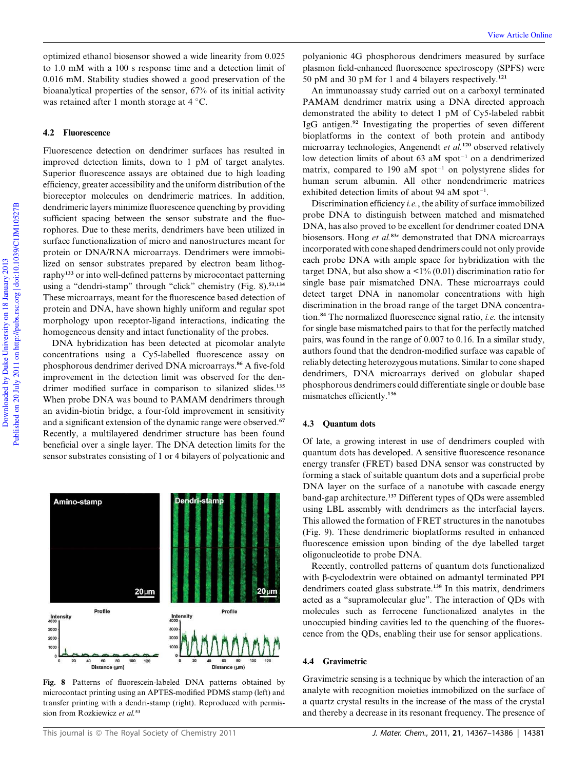optimized ethanol biosensor showed a wide linearity from 0.025 to 1.0 mM with a 100 s response time and a detection limit of 0.016 mM. Stability studies showed a good preservation of the bioanalytical properties of the sensor, 67% of its initial activity was retained after 1 month storage at 4 °C.

### 4.2 Fluorescence

Fluorescence detection on dendrimer surfaces has resulted in improved detection limits, down to 1 pM of target analytes. Superior fluorescence assays are obtained due to high loading efficiency, greater accessibility and the uniform distribution of the bioreceptor molecules on dendrimeric matrices. In addition, dendrimeric layers minimize fluorescence quenching by providing sufficient spacing between the sensor substrate and the fluorophores. Due to these merits, dendrimers have been utilized in surface functionalization of micro and nanostructures meant for protein or DNA/RNA microarrays. Dendrimers were immobilized on sensor substrates prepared by electron beam lithography[133] or into well-defined patterns by microcontact patterning using a "dendri-stamp" through "click" chemistry (Fig. 8).[53,134] These microarrays, meant for the fluorescence based detection of protein and DNA, have shown highly uniform and regular spot morphology upon receptor-ligand interactions, indicating the homogeneous density and intact functionality of the probes.

DNA hybridization has been detected at picomolar analyte concentrations using a Cy5-labelled fluorescence assay on phosphorous dendrimer derived DNA microarrays.[86] A five-fold improvement in the detection limit was observed for the dendrimer modified surface in comparison to silanized slides.[135] When probe DNA was bound to PAMAM dendrimers through an avidin-biotin bridge, a four-fold improvement in sensitivity and a significant extension of the dynamic range were observed.[67] Recently, a multilayered dendrimer structure has been found beneficial over a single layer. The DNA detection limits for the sensor substrates consisting of 1 or 4 bilayers of polycationic and polyanionic 4G phosphorous dendrimers measured by surface plasmon field-enhanced fluorescence spectroscopy (SPFS) were 50 pM and 30 pM for 1 and 4 bilayers respectively.[121]

Fig. 8 Patterns of fluorescein-labeled DNA patterns obtained by microcontact printing using an APTES-modified PDMS stamp (left) and transfer printing with a dendri-stamp (right). Reproduced with permission from Rozkiewicz *et al.*[53]

An immunoassay study carried out on a carboxyl terminated PAMAM dendrimer matrix using a DNA directed approach demonstrated the ability to detect 1 pM of Cy5-labeled rabbit IgG antigen.[92] Investigating the properties of seven different bioplatforms in the context of both protein and antibody microarray technologies, Angenendt *et al.*[120] observed relatively low detection limits of about 63 aM spot$^{-1}$ on a dendrimerized matrix, compared to 190 aM spot$^{-1}$ on polystyrene slides for human serum albumin. All other nondendrimeric matrices exhibited detection limits of about 94 aM spot$^{-1}$.

Discrimination efficiency *i.e.*, the ability of surface immobilized probe DNA to distinguish between matched and mismatched DNA, has also proved to be excellent for dendrimer coated DNA biosensors. Hong *et al.*[83c] demonstrated that DNA microarrays incorporated with cone shaped dendrimers could not only provide each probe DNA with ample space for hybridization with the target DNA, but also show a <1% (0.01) discrimination ratio for single base pair mismatched DNA. These microarrays could detect target DNA in nanomolar concentrations with high discrimination in the broad range of the target DNA concentration.[84] The normalized fluorescence signal ratio, *i.e.* the intensity for single base mismatched pairs to that for the perfectly matched pairs, was found in the range of 0.007 to 0.16. In a similar study, authors found that the dendron-modified surface was capable of reliably detecting heterozygous mutations. Similar to cone shaped dendrimers, DNA microarrays derived on globular shaped phosphorous dendrimers could differentiate single or double base mismatches efficiently.[136]

### 4.3 Quantum dots

Of late, a growing interest in use of dendrimers coupled with quantum dots has developed. A sensitive fluorescence resonance energy transfer (FRET) based DNA sensor was constructed by forming a stack of suitable quantum dots and a superficial probe DNA layer on the surface of a nanotube with cascade energy band-gap architecture.[137] Different types of QDs were assembled using LBL assembly with dendrimers as the interfacial layers. This allowed the formation of FRET structures in the nanotubes (Fig. 9). These dendrimeric bioplatforms resulted in enhanced fluorescence emission upon binding of the dye labelled target oligonucleotide to probe DNA.

Recently, controlled patterns of quantum dots functionalized with β-cyclodextrin were obtained on admantyl terminated PPI dendrimers coated glass substrate.[138] In this matrix, dendrimers acted as a "supramolecular glue". The interaction of QDs with molecules such as ferrocene functionalized analytes in the unoccupied binding cavities led to the quenching of the fluorescence from the QDs, enabling their use for sensor applications.

### 4.4 Gravimetric

Gravimetric sensing is a technique by which the interaction of an analyte with recognition moieties immobilized on the surface of a quartz crystal results in the increase of the mass of the crystal and thereby a decrease in its resonant frequency. The presence of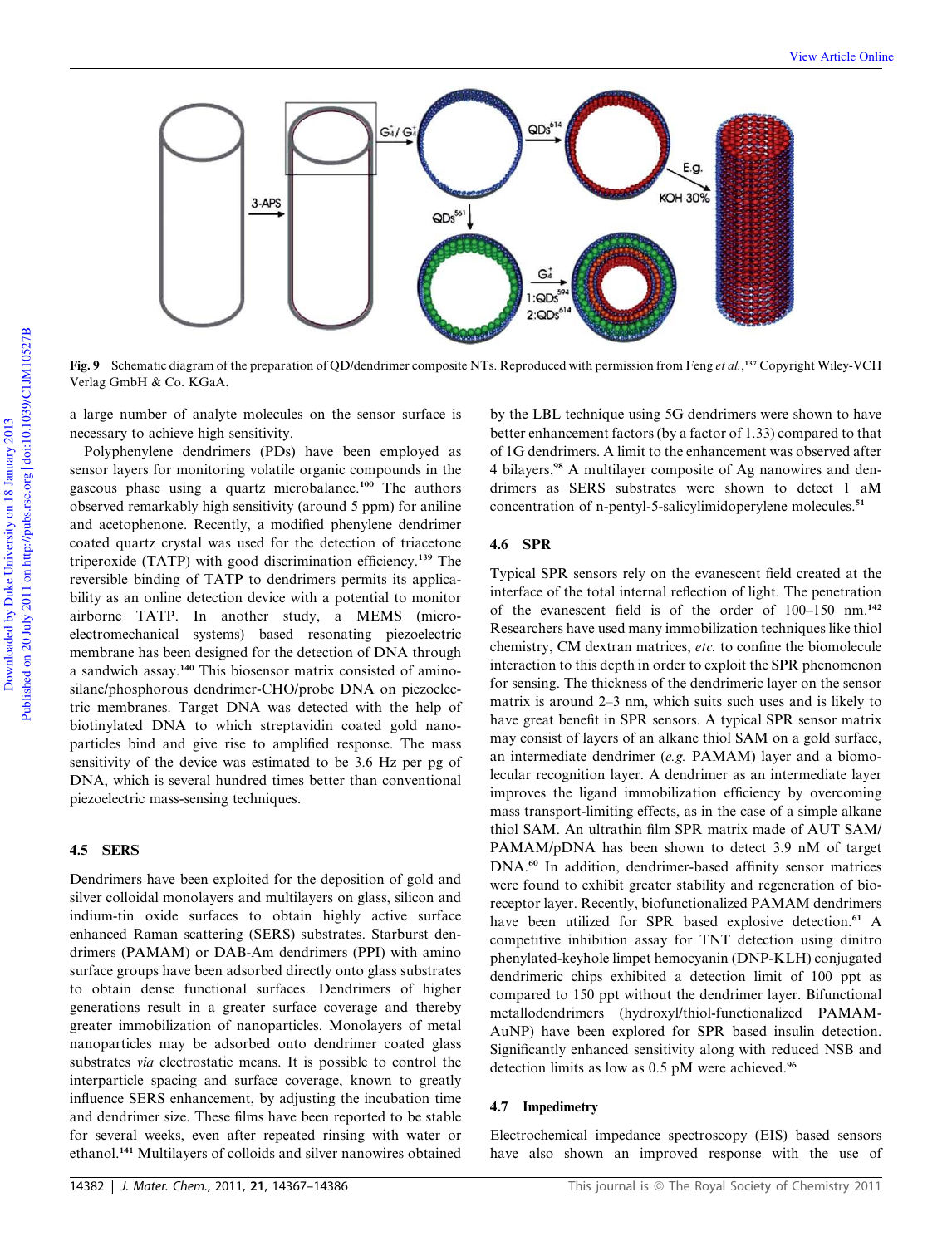Fig. 9 Schematic diagram of the preparation of QD/dendrimer composite NTs. Reproduced with permission from Feng *et al.*,[137] Copyright Wiley-VCH Verlag GmbH & Co. KGaA.

a large number of analyte molecules on the sensor surface is necessary to achieve high sensitivity.

Polyphenylene dendrimers (PDs) have been employed as sensor layers for monitoring volatile organic compounds in the gaseous phase using a quartz microbalance.[100] The authors observed remarkably high sensitivity (around 5 ppm) for aniline and acetophenone. Recently, a modified phenylene dendrimer coated quartz crystal was used for the detection of triacetone triperoxide (TATP) with good discrimination efficiency.[139] The reversible binding of TATP to dendrimers permits its applicability as an online detection device with a potential to monitor airborne TATP. In another study, a MEMS (micro-electromechanical systems) based resonating piezoelectric membrane has been designed for the detection of DNA through a sandwich assay.[140] This biosensor matrix consisted of amino-silane/phosphorous dendrimer-CHO/probe DNA on piezoelectric membranes. Target DNA was detected with the help of biotinylated DNA to which streptavidin coated gold nanoparticles bind and give rise to amplified response. The mass sensitivity of the device was estimated to be 3.6 Hz per pg of DNA, which is several hundred times better than conventional piezoelectric mass-sensing techniques.

### 4.5 SERS

Dendrimers have been exploited for the deposition of gold and silver colloidal monolayers and multilayers on glass, silicon and indium-tin oxide surfaces to obtain highly active surface enhanced Raman scattering (SERS) substrates. Starburst dendrimers (PAMAM) or DAB-Am dendrimers (PPI) with amino surface groups have been adsorbed directly onto glass substrates to obtain dense functional surfaces. Dendrimers of higher generations result in a greater surface coverage and thereby greater immobilization of nanoparticles. Monolayers of metal nanoparticles may be adsorbed onto dendrimer coated glass substrates *via* electrostatic means. It is possible to control the interparticle spacing and surface coverage, known to greatly influence SERS enhancement, by adjusting the incubation time and dendrimer size. These films have been reported to be stable for several weeks, even after repeated rinsing with water or ethanol.[141] Multilayers of colloids and silver nanowires obtained by the LBL technique using 5G dendrimers were shown to have better enhancement factors (by a factor of 1.33) compared to that of 1G dendrimers. A limit to the enhancement was observed after 4 bilayers.[98] A multilayer composite of Ag nanowires and dendrimers as SERS substrates were shown to detect 1 aM concentration of n-pentyl-5-salicylimidoperylene molecules.[51]

### 4.6 SPR

Typical SPR sensors rely on the evanescent field created at the interface of the total internal reflection of light. The penetration of the evanescent field is of the order of 100–150 nm.[142] Researchers have used many immobilization techniques like thiol chemistry, CM dextran matrices, *etc.* to confine the biomolecule interaction to this depth in order to exploit the SPR phenomenon for sensing. The thickness of the dendrimeric layer on the sensor matrix is around 2–3 nm, which suits such uses and is likely to have great benefit in SPR sensors. A typical SPR sensor matrix may consist of layers of an alkane thiol SAM on a gold surface, an intermediate dendrimer (*e.g.* PAMAM) layer and a biomolecular recognition layer. A dendrimer as an intermediate layer improves the ligand immobilization efficiency by overcoming mass transport-limiting effects, as in the case of a simple alkane thiol SAM. An ultrathin film SPR matrix made of AUT SAM/PAMAM/pDNA has been shown to detect 3.9 nM of target DNA.[60] In addition, dendrimer-based affinity sensor matrices were found to exhibit greater stability and regeneration of bio-receptor layer. Recently, biofunctionalized PAMAM dendrimers have been utilized for SPR based explosive detection.[61] A competitive inhibition assay for TNT detection using dinitro phenylated-keyhole limpet hemocyanin (DNP-KLH) conjugated dendrimeric chips exhibited a detection limit of 100 ppt as compared to 150 ppt without the dendrimer layer. Bifunctional metallodendrimers (hydroxyl/thiol-functionalized PAMAM-AuNP) have been explored for SPR based insulin detection. Significantly enhanced sensitivity along with reduced NSB and detection limits as low as 0.5 pM were achieved.[96]

### 4.7 Impedimetry

Electrochemical impedance spectroscopy (EIS) based sensors have also shown an improved response with the use of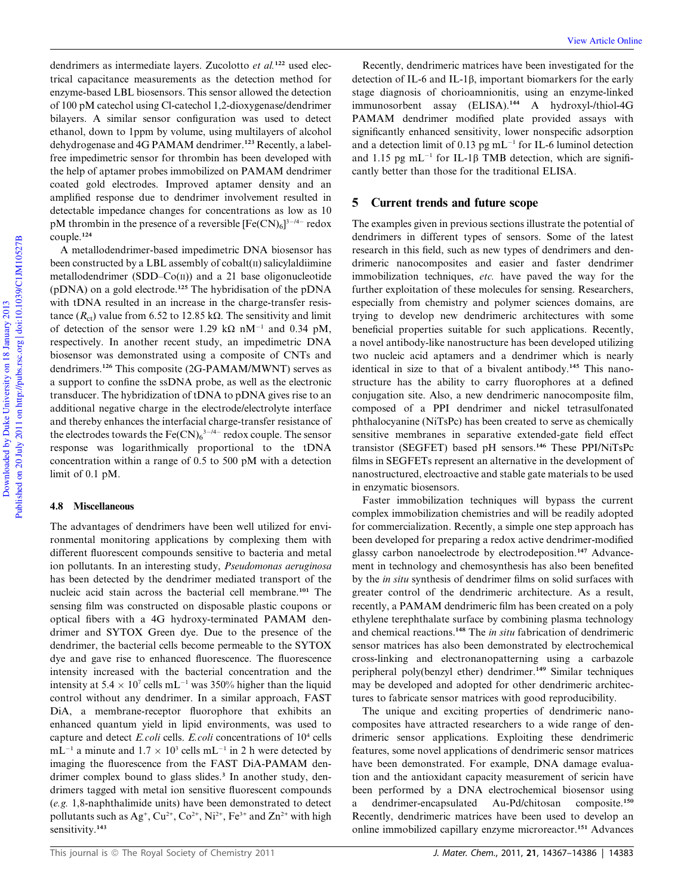dendrimers as intermediate layers. Zucolotto *et al.*[122] used electrical capacitance measurements as the detection method for enzyme-based LBL biosensors. This sensor allowed the detection of 100 pM catechol using Cl-catechol 1,2-dioxygenase/dendrimer bilayers. A similar sensor configuration was used to detect ethanol, down to 1ppm by volume, using multilayers of alcohol dehydrogenase and 4G PAMAM dendrimer.[123] Recently, a label-free impedimetric sensor for thrombin has been developed with the help of aptamer probes immobilized on PAMAM dendrimer coated gold electrodes. Improved aptamer density and an amplified response due to dendrimer involvement resulted in detectable impedance changes for concentrations as low as 10 pM thrombin in the presence of a reversible $[Fe(CN)_6]^{3-/4-}$ redox couple.[124]

A metallodendrimer-based impedimetric DNA biosensor has been constructed by a LBL assembly of cobalt(II) salicyladiimine metallodendrimer (SDD–Co(II)) and a 21 base oligonucleotide (pDNA) on a gold electrode.[125] The hybridisation of the pDNA with tDNA resulted in an increase in the charge-transfer resistance ($R_{ct}$) value from 6.52 to 12.85 kΩ. The sensitivity and limit of detection of the sensor were 1.29 kΩ $nM^{-1}$ and 0.34 pM, respectively. In another recent study, an impedimetric DNA biosensor was demonstrated using a composite of CNTs and dendrimers.[126] This composite (2G-PAMAM/MWNT) serves as a support to confine the ssDNA probe, as well as the electronic transducer. The hybridization of tDNA to pDNA gives rise to an additional negative charge in the electrode/electrolyte interface and thereby enhances the interfacial charge-transfer resistance of the electrodes towards the $Fe(CN)_6^{3-/4-}$ redox couple. The sensor response was logarithmically proportional to the tDNA concentration within a range of 0.5 to 500 pM with a detection limit of 0.1 pM.

### 4.8 Miscellaneous

The advantages of dendrimers have been well utilized for environmental monitoring applications by complexing them with different fluorescent compounds sensitive to bacteria and metal ion pollutants. In an interesting study, *Pseudomonas aeruginosa* has been detected by the dendrimer mediated transport of the nucleic acid stain across the bacterial cell membrane.[101] The sensing film was constructed on disposable plastic coupons or optical fibers with a 4G hydroxy-terminated PAMAM dendrimer and SYTOX Green dye. Due to the presence of the dendrimer, the bacterial cells become permeable to the SYTOX dye and gave rise to enhanced fluorescence. The fluorescence intensity increased with the bacterial concentration and the intensity at $5.4 \times 10^7$ cells $mL^{-1}$ was 350% higher than the liquid control without any dendrimer. In a similar approach, FAST DiA, a membrane-receptor fluorophore that exhibits an enhanced quantum yield in lipid environments, was used to capture and detect *E.coli* cells. *E.coli* concentrations of $10^4$ cells $mL^{-1}$ a minute and $1.7 \times 10^3$ cells $mL^{-1}$ in 2 h were detected by imaging the fluorescence from the FAST DiA-PAMAM dendrimer complex bound to glass slides.[3] In another study, dendrimers tagged with metal ion sensitive fluorescent compounds (*e.g.* 1,8-naphthalimide units) have been demonstrated to detect pollutants such as $Ag^+$, $Cu^{2+}$, $Co^{2+}$, $Ni^{2+}$, $Fe^{3+}$ and $Zn^{2+}$ with high sensitivity.[143]

Recently, dendrimeric matrices have been investigated for the detection of IL-6 and IL-1β, important biomarkers for the early stage diagnosis of chorioamnionitis, using an enzyme-linked immunosorbent assay (ELISA).[144] A hydroxyl-/thiol-4G PAMAM dendrimer modified plate provided assays with significantly enhanced sensitivity, lower nonspecific adsorption and a detection limit of 0.13 pg $mL^{-1}$ for IL-6 luminol detection and 1.15 pg $mL^{-1}$ for IL-1β TMB detection, which are significantly better than those for the traditional ELISA.

## 5 Current trends and future scope

The examples given in previous sections illustrate the potential of dendrimers in different types of sensors. Some of the latest research in this field, such as new types of dendrimers and dendrimeric nanocomposites and easier and faster dendrimer immobilization techniques, *etc.* have paved the way for the further exploitation of these molecules for sensing. Researchers, especially from chemistry and polymer sciences domains, are trying to develop new dendrimeric architectures with some beneficial properties suitable for such applications. Recently, a novel antibody-like nanostructure has been developed utilizing two nucleic acid aptamers and a dendrimer which is nearly identical in size to that of a bivalent antibody.[145] This nanostructure has the ability to carry fluorophores at a defined conjugation site. Also, a new dendrimeric nanocomposite film, composed of a PPI dendrimer and nickel tetrasulfonated phthalocyanine (NiTsPc) has been created to serve as chemically sensitive membranes in separative extended-gate field effect transistor (SEGFET) based pH sensors.[146] These PPI/NiTsPc films in SEGFETs represent an alternative in the development of nanostructured, electroactive and stable gate materials to be used in enzymatic biosensors.

Faster immobilization techniques will bypass the current complex immobilization chemistries and will be readily adopted for commercialization. Recently, a simple one step approach has been developed for preparing a redox active dendrimer-modified glassy carbon nanoelectrode by electrodeposition.[147] Advancement in technology and chemosynthesis has also been benefited by the *in situ* synthesis of dendrimer films on solid surfaces with greater control of the dendrimeric architecture. As a result, recently, a PAMAM dendrimeric film has been created on a poly ethylene terephthalate surface by combining plasma technology and chemical reactions.[148] The *in situ* fabrication of dendrimeric sensor matrices has also been demonstrated by electrochemical cross-linking and electronanopatterning using a carbazole peripheral poly(benzyl ether) dendrimer.[149] Similar techniques may be developed and adopted for other dendrimeric architectures to fabricate sensor matrices with good reproducibility.

The unique and exciting properties of dendrimeric nanocomposites have attracted researchers to a wide range of dendrimeric sensor applications. Exploiting these dendrimeric features, some novel applications of dendrimeric sensor matrices have been demonstrated. For example, DNA damage evaluation and the antioxidant capacity measurement of sericin have been performed by a DNA electrochemical biosensor using a dendrimer-encapsulated Au-Pd/chitosan composite.[150] Recently, dendrimeric matrices have been used to develop an online immobilized capillary enzyme microreactor.[151] Advances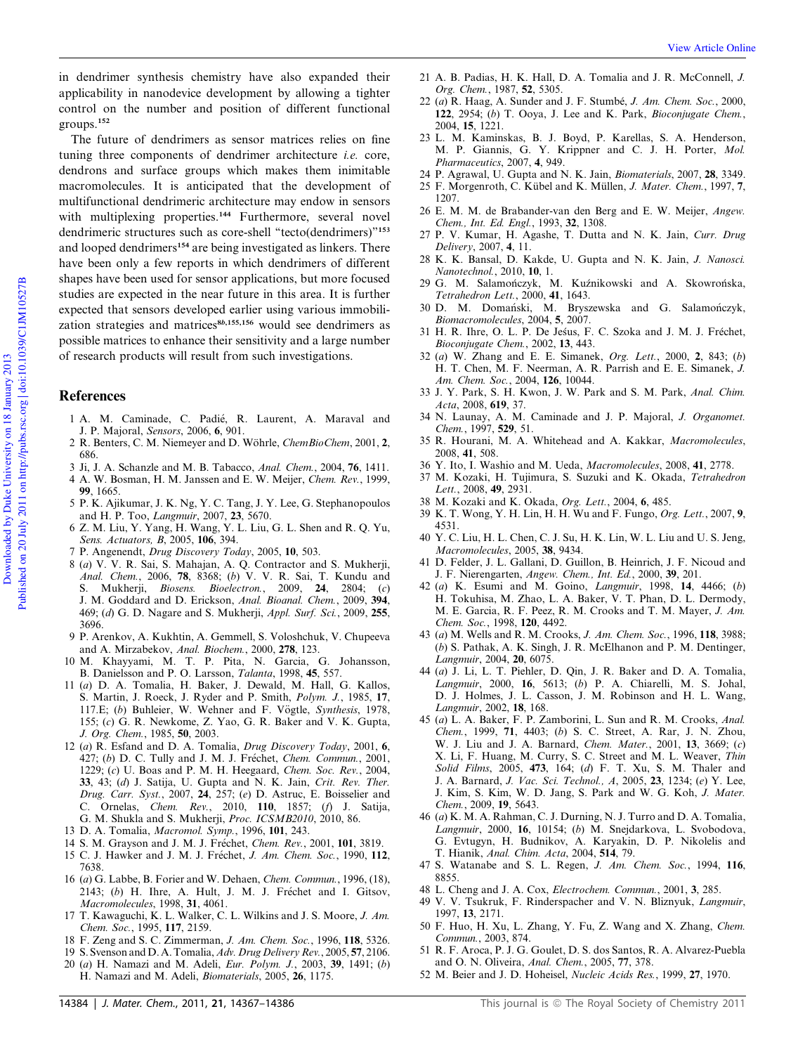in dendrimer synthesis chemistry have also expanded their applicability in nanodevice development by allowing a tighter control on the number and position of different functional groups.[152]

The future of dendrimers as sensor matrices relies on fine tuning three components of dendrimer architecture *i.e.* core, dendrons and surface groups which makes them inimitable macromolecules. It is anticipated that the development of multifunctional dendrimeric architecture may endow in sensors with multiplexing properties.[144] Furthermore, several novel dendrimeric structures such as core-shell "tecto(dendrimers)"[153] and looped dendrimers[154] are being investigated as linkers. There have been only a few reports in which dendrimers of different shapes have been used for sensor applications, but more focused studies are expected in the near future in this area. It is further expected that sensors developed earlier using various immobilization strategies and matrices[8b,155,156] would see dendrimers as possible matrices to enhance their sensitivity and a large number of research products will result from such investigations.

## References

1 A. M. Caminade, C. Padié, R. Laurent, A. Maraval and J. P. Majoral, *Sensors*, 2006, **6**, 901.
2 R. Benters, C. M. Niemeyer and D. Wöhrle, *ChemBioChem*, 2001, **2**, 686.
3 Ji, J. A. Schanzle and M. B. Tabacco, *Anal. Chem.*, 2004, **76**, 1411.
4 A. W. Bosman, H. M. Janssen and E. W. Meijer, *Chem. Rev.*, 1999, **99**, 1665.
5 P. K. Ajikumar, J. K. Ng, Y. C. Tang, J. Y. Lee, G. Stephanopoulos and H. P. Too, *Langmuir*, 2007, **23**, 5670.
6 Z. M. Liu, Y. Yang, H. Wang, Y. L. Liu, G. L. Shen and R. Q. Yu, *Sens. Actuators, B*, 2005, **106**, 394.
7 P. Angenendt, *Drug Discovery Today*, 2005, **10**, 503.
8 (*a*) V. V. R. Sai, S. Mahajan, A. Q. Contractor and S. Mukherji, *Anal. Chem.*, 2006, **78**, 8368; (*b*) V. V. R. Sai, T. Kundu and S. Mukherji, *Biosens. Bioelectron.*, 2009, **24**, 2804; (*c*) J. M. Goddard and D. Erickson, *Anal. Bioanal. Chem.*, 2009, **394**, 469; (*d*) G. D. Nagare and S. Mukherji, *Appl. Surf. Sci.*, 2009, **255**, 3696.
9 P. Arenkov, A. Kukhtin, A. Gemmell, S. Voloshchuk, V. Chupeeva and A. Mirzabekov, *Anal. Biochem.*, 2000, **278**, 123.
10 M. Khayyami, M. T. P. Pita, N. Garcia, G. Johansson, B. Danielsson and P. O. Larsson, *Talanta*, 1998, **45**, 557.
11 (*a*) D. A. Tomalia, H. Baker, J. Dewald, M. Hall, G. Kallos, S. Martin, J. Roeck, J. Ryder and P. Smith, *Polym. J.*, 1985, **17**, 117.E; (*b*) Buhleier, W. Wehner and F. Vögtle, *Synthesis*, 1978, 155; (*c*) G. R. Newkome, Z. Yao, G. R. Baker and V. K. Gupta, *J. Org. Chem.*, 1985, **50**, 2003.
12 (*a*) R. Esfand and D. A. Tomalia, *Drug Discovery Today*, 2001, **6**, 427; (*b*) D. C. Tully and J. M. J. Fréchet, *Chem. Commun.*, 2001, 1229; (*c*) U. Boas and P. M. H. Heegaard, *Chem. Soc. Rev.*, 2004, **33**, 43; (*d*) J. Satija, U. Gupta and N. K. Jain, *Crit. Rev. Ther. Drug. Carr. Syst.*, 2007, **24**, 257; (*e*) D. Astruc, E. Boisselier and C. Ornelas, *Chem. Rev.*, 2010, **110**, 1857; (*f*) J. Satija, G. M. Shukla and S. Mukherji, *Proc. ICSMB2010*, 2010, 86.
13 D. A. Tomalia, *Macromol. Symp.*, 1996, **101**, 243.
14 S. M. Grayson and J. M. J. Fréchet, *Chem. Rev.*, 2001, **101**, 3819.
15 C. J. Hawker and J. M. J. Fréchet, *J. Am. Chem. Soc.*, 1990, **112**, 7638.
16 (*a*) G. Labbe, B. Forier and W. Dehaen, *Chem. Commun.*, 1996, (18), 2143; (*b*) H. Ihre, A. Hult, J. M. J. Fréchet and I. Gitsov, *Macromolecules*, 1998, **31**, 4061.
17 T. Kawaguchi, K. L. Walker, C. L. Wilkins and J. S. Moore, *J. Am. Chem. Soc.*, 1995, **117**, 2159.
18 F. Zeng and S. C. Zimmerman, *J. Am. Chem. Soc.*, 1996, **118**, 5326.
19 S. Svenson and D. A. Tomalia, *Adv. Drug Delivery Rev.*, 2005, **57**, 2106.
20 (*a*) H. Namazi and M. Adeli, *Eur. Polym. J.*, 2003, **39**, 1491; (*b*) H. Namazi and M. Adeli, *Biomaterials*, 2005, **26**, 1175.
21 A. B. Padias, H. K. Hall, D. A. Tomalia and J. R. McConnell, *J. Org. Chem.*, 1987, **52**, 5305.
22 (*a*) R. Haag, A. Sunder and J. F. Stumbé, *J. Am. Chem. Soc.*, 2000, **122**, 2954; (*b*) T. Ooya, J. Lee and K. Park, *Bioconjugate Chem.*, 2004, **15**, 1221.
23 L. M. Kaminskas, B. J. Boyd, P. Karellas, S. A. Henderson, M. P. Giannis, G. Y. Krippner and C. J. H. Porter, *Mol. Pharmaceutics*, 2007, **4**, 949.
24 P. Agrawal, U. Gupta and N. K. Jain, *Biomaterials*, 2007, **28**, 3349.
25 F. Morgenroth, C. Kübel and K. Müllen, *J. Mater. Chem.*, 1997, **7**, 1207.
26 E. M. M. de Brabander-van den Berg and E. W. Meijer, *Angew. Chem., Int. Ed. Engl.*, 1993, **32**, 1308.
27 P. V. Kumar, H. Agashe, T. Dutta and N. K. Jain, *Curr. Drug Delivery*, 2007, **4**, 11.
28 K. K. Bansal, D. Kakde, U. Gupta and N. K. Jain, *J. Nanosci. Nanotechnol.*, 2010, **10**, 1.
29 G. M. Salamończyk, M. Kuźnikowski and A. Skowrońska, *Tetrahedron Lett.*, 2000, **41**, 1643.
30 D. M. Domański, M. Bryszewska and G. Salamończyk, *Biomacromolecules*, 2004, **5**, 2007.
31 H. R. Ihre, O. L. P. De Jesús, F. C. Szoka and J. M. J. Fréchet, *Bioconjugate Chem.*, 2002, **13**, 443.
32 (*a*) W. Zhang and E. E. Simanek, *Org. Lett.*, 2000, **2**, 843; (*b*) H. T. Chen, M. F. Neerman, A. R. Parrish and E. E. Simanek, *J. Am. Chem. Soc.*, 2004, **126**, 10044.
33 J. Y. Park, S. H. Kwon, J. W. Park and S. M. Park, *Anal. Chim. Acta*, 2008, **619**, 37.
34 N. Launay, A. M. Caminade and J. P. Majoral, *J. Organomet. Chem.*, 1997, **529**, 51.
35 R. Hourani, M. A. Whitehead and A. Kakkar, *Macromolecules*, 2008, **41**, 508.
36 Y. Ito, I. Washio and M. Ueda, *Macromolecules*, 2008, **41**, 2778.
37 M. Kozaki, H. Tujimura, S. Suzuki and K. Okada, *Tetrahedron Lett.*, 2008, **49**, 2931.
38 M. Kozaki and K. Okada, *Org. Lett.*, 2004, **6**, 485.
39 K. T. Wong, Y. H. Lin, H. H. Wu and F. Fungo, *Org. Lett.*, 2007, **9**, 4531.
40 Y. C. Liu, H. L. Chen, C. J. Su, H. K. Lin, W. L. Liu and U. S. Jeng, *Macromolecules*, 2005, **38**, 9434.
41 D. Felder, J. L. Gallani, D. Guillon, B. Heinrich, J. F. Nicoud and J. F. Nierengarten, *Angew. Chem., Int. Ed.*, 2000, **39**, 201.
42 (*a*) K. Esumi and M. Goino, *Langmuir*, 1998, **14**, 4466; (*b*) H. Tokuhisa, M. Zhao, L. A. Baker, V. T. Phan, D. L. Dermody, M. E. Garcia, R. F. Peez, R. M. Crooks and T. M. Mayer, *J. Am. Chem. Soc.*, 1998, **120**, 4492.
43 (*a*) M. Wells and R. M. Crooks, *J. Am. Chem. Soc.*, 1996, **118**, 3988; (*b*) S. Pathak, A. K. Singh, J. R. McElhanon and P. M. Dentinger, *Langmuir*, 2004, **20**, 6075.
44 (*a*) J. Li, L. T. Piehler, D. Qin, J. R. Baker and D. A. Tomalia, *Langmuir*, 2000, **16**, 5613; (*b*) P. A. Chiarelli, M. S. Johal, D. J. Holmes, J. L. Casson, J. M. Robinson and H. L. Wang, *Langmuir*, 2002, **18**, 168.
45 (*a*) L. A. Baker, F. P. Zamborini, L. Sun and R. M. Crooks, *Anal. Chem.*, 1999, **71**, 4403; (*b*) S. C. Street, A. Rar, J. N. Zhou, W. J. Liu and J. A. Barnard, *Chem. Mater.*, 2001, **13**, 3669; (*c*) X. Li, F. Huang, M. Curry, S. C. Street and M. L. Weaver, *Thin Solid Films*, 2005, **473**, 164; (*d*) F. T. Xu, S. M. Thaler and J. A. Barnard, *J. Vac. Sci. Technol., A*, 2005, **23**, 1234; (*e*) Y. Lee, J. Kim, S. Kim, W. D. Jang, S. Park and W. G. Koh, *J. Mater. Chem.*, 2009, **19**, 5643.
46 (*a*) K. M. A. Rahman, C. J. Durning, N. J. Turro and D. A. Tomalia, *Langmuir*, 2000, **16**, 10154; (*b*) M. Snejdarkova, L. Svobodova, G. Evtugyn, H. Budnikov, A. Karyakin, D. P. Nikolelis and T. Hianik, *Anal. Chim. Acta*, 2004, **514**, 79.
47 S. Watanabe and S. L. Regen, *J. Am. Chem. Soc.*, 1994, **116**, 8855.
48 L. Cheng and J. A. Cox, *Electrochem. Commun.*, 2001, **3**, 285.
49 V. V. Tsukruk, F. Rinderspacher and V. N. Bliznyuk, *Langmuir*, 1997, **13**, 2171.
50 F. Huo, H. Xu, L. Zhang, Y. Fu, Z. Wang and X. Zhang, *Chem. Commun.*, 2003, 874.
51 R. F. Aroca, P. J. G. Goulet, D. S. dos Santos, R. A. Alvarez-Puebla and O. N. Oliveira, *Anal. Chem.*, 2005, **77**, 378.
52 M. Beier and J. D. Hoheisel, *Nucleic Acids Res.*, 1999, **27**, 1970.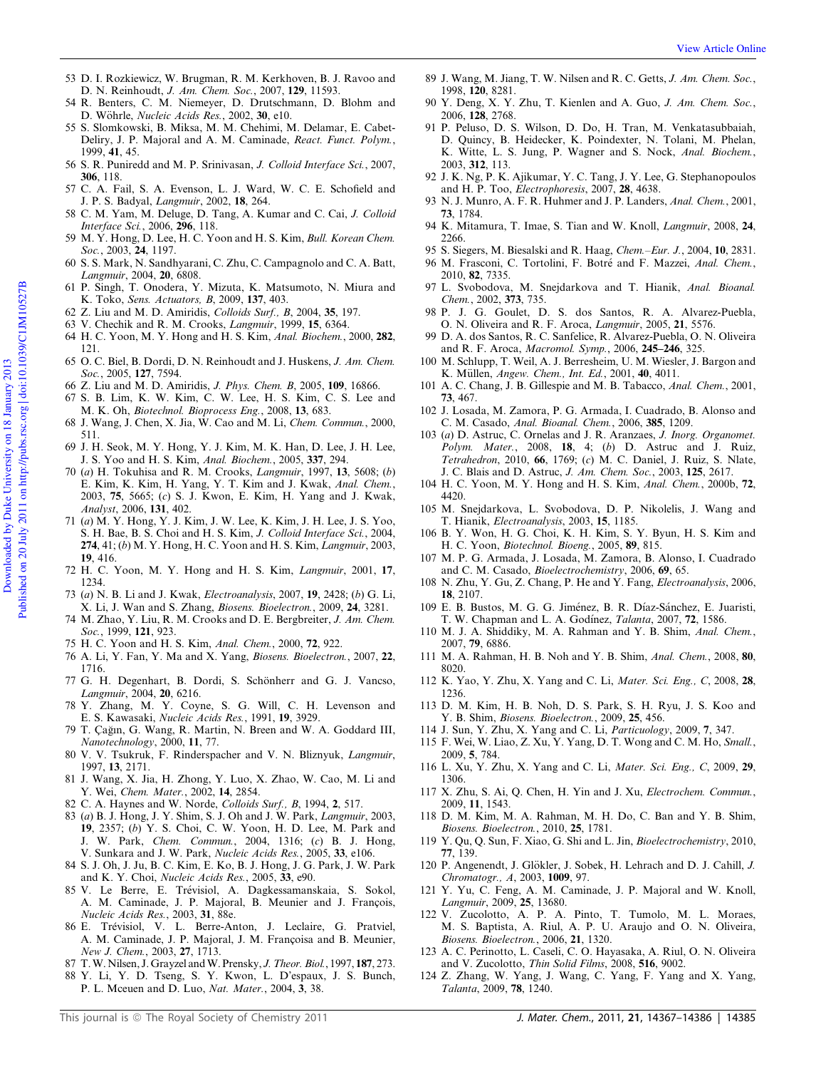53 D. I. Rozkiewicz, W. Brugman, R. M. Kerkhoven, B. J. Ravoo and D. N. Reinhoudt, *J. Am. Chem. Soc.*, 2007, **129**, 11593.
54 R. Benters, C. M. Niemeyer, D. Drutschmann, D. Blohm and D. Wöhrle, *Nucleic Acids Res.*, 2002, **30**, e10.
55 S. Slomkowski, B. Miksa, M. M. Chehimi, M. Delamar, E. Cabet-Deliry, J. P. Majoral and A. M. Caminade, *React. Funct. Polym.*, 1999, **41**, 45.
56 S. R. Puniredd and M. P. Srinivasan, *J. Colloid Interface Sci.*, 2007, **306**, 118.
57 C. A. Fail, S. A. Evenson, L. J. Ward, W. C. E. Schofield and J. P. S. Badyal, *Langmuir*, 2002, **18**, 264.
58 C. M. Yam, M. Deluge, D. Tang, A. Kumar and C. Cai, *J. Colloid Interface Sci.*, 2006, **296**, 118.
59 M. Y. Hong, D. Lee, H. C. Yoon and H. S. Kim, *Bull. Korean Chem. Soc.*, 2003, **24**, 1197.
60 S. S. Mark, N. Sandhyarani, C. Zhu, C. Campagnolo and C. A. Batt, *Langmuir*, 2004, **20**, 6808.
61 P. Singh, T. Onodera, Y. Mizuta, K. Matsumoto, N. Miura and K. Toko, *Sens. Actuators, B*, 2009, **137**, 403.
62 Z. Liu and M. D. Amiridis, *Colloids Surf., B*, 2004, **35**, 197.
63 V. Chechik and R. M. Crooks, *Langmuir*, 1999, **15**, 6364.
64 H. C. Yoon, M. Y. Hong and H. S. Kim, *Anal. Biochem.*, 2000, **282**, 121.
65 O. C. Biel, B. Dordi, D. N. Reinhoudt and J. Huskens, *J. Am. Chem. Soc.*, 2005, **127**, 7594.
66 Z. Liu and M. D. Amiridis, *J. Phys. Chem. B*, 2005, **109**, 16866.
67 S. B. Lim, K. W. Kim, C. W. Lee, H. S. Kim, C. S. Lee and M. K. Oh, *Biotechnol. Bioprocess Eng.*, 2008, **13**, 683.
68 J. Wang, J. Chen, X. Jia, W. Cao and M. Li, *Chem. Commun.*, 2000, 511.
69 J. H. Seok, M. Y. Hong, Y. J. Kim, M. K. Han, D. Lee, J. H. Lee, J. S. Yoo and H. S. Kim, *Anal. Biochem.*, 2005, **337**, 294.
70 (*a*) H. Tokuhisa and R. M. Crooks, *Langmuir*, 1997, **13**, 5608; (*b*) E. Kim, K. Kim, H. Yang, Y. T. Kim and J. Kwak, *Anal. Chem.*, 2003, **75**, 5665; (*c*) S. J. Kwon, E. Kim, H. Yang and J. Kwak, *Analyst*, 2006, **131**, 402.
71 (*a*) M. Y. Hong, Y. J. Kim, J. W. Lee, K. Kim, J. H. Lee, J. S. Yoo, S. H. Bae, B. S. Choi and H. S. Kim, *J. Colloid Interface Sci.*, 2004, **274**, 41; (*b*) M. Y. Hong, H. C. Yoon and H. S. Kim, *Langmuir*, 2003, **19**, 416.
72 H. C. Yoon, M. Y. Hong and H. S. Kim, *Langmuir*, 2001, **17**, 1234.
73 (*a*) N. B. Li and J. Kwak, *Electroanalysis*, 2007, **19**, 2428; (*b*) G. Li, X. Li, J. Wan and S. Zhang, *Biosens. Bioelectron.*, 2009, **24**, 3281.
74 M. Zhao, Y. Liu, R. M. Crooks and D. E. Bergbreiter, *J. Am. Chem. Soc.*, 1999, **121**, 923.
75 H. C. Yoon and H. S. Kim, *Anal. Chem.*, 2000, **72**, 922.
76 A. Li, Y. Fan, Y. Ma and X. Yang, *Biosens. Bioelectron.*, 2007, **22**, 1716.
77 G. H. Degenhart, B. Dordi, S. Schönherr and G. J. Vancso, *Langmuir*, 2004, **20**, 6216.
78 Y. Zhang, M. Y. Coyne, S. G. Will, C. H. Levenson and E. S. Kawasaki, *Nucleic Acids Res.*, 1991, **19**, 3929.
79 T. Çağın, G. Wang, R. Martin, N. Breen and W. A. Goddard III, *Nanotechnology*, 2000, **11**, 77.
80 V. V. Tsukruk, F. Rinderspacher and V. N. Bliznyuk, *Langmuir*, 1997, **13**, 2171.
81 J. Wang, X. Jia, H. Zhong, Y. Luo, X. Zhao, W. Cao, M. Li and Y. Wei, *Chem. Mater.*, 2002, **14**, 2854.
82 C. A. Haynes and W. Norde, *Colloids Surf., B*, 1994, **2**, 517.
83 (*a*) B. J. Hong, J. Y. Shim, S. J. Oh and J. W. Park, *Langmuir*, 2003, **19**, 2357; (*b*) Y. S. Choi, C. W. Yoon, H. D. Lee, M. Park and J. W. Park, *Chem. Commun.*, 2004, 1316; (*c*) B. J. Hong, V. Sunkara and J. W. Park, *Nucleic Acids Res.*, 2005, **33**, e106.
84 S. J. Oh, J. Ju, B. C. Kim, E. Ko, B. J. Hong, J. G. Park, J. W. Park and K. Y. Choi, *Nucleic Acids Res.*, 2005, **33**, e90.
85 V. Le Berre, E. Trévisiol, A. Dagkessamanskaia, S. Sokol, A. M. Caminade, J. P. Majoral, B. Meunier and J. François, *Nucleic Acids Res.*, 2003, **31**, 88e.
86 E. Trévisiol, V. L. Berre-Anton, J. Leclaire, G. Pratviel, A. M. Caminade, J. P. Majoral, J. M. Françoisa and B. Meunier, *New J. Chem.*, 2003, **27**, 1713.
87 T. W. Nilsen, J. Grayzel and W. Prensky, *J. Theor. Biol.*, 1997, **187**, 273.
88 Y. Li, Y. D. Tseng, S. Y. Kwon, L. D'espaux, J. S. Bunch, P. L. Mceuen and D. Luo, *Nat. Mater.*, 2004, **3**, 38.
89 J. Wang, M. Jiang, T. W. Nilsen and R. C. Getts, *J. Am. Chem. Soc.*, 1998, **120**, 8281.
90 Y. Deng, X. Y. Zhu, T. Kienlen and A. Guo, *J. Am. Chem. Soc.*, 2006, **128**, 2768.
91 P. Peluso, D. S. Wilson, D. Do, H. Tran, M. Venkatasubbaiah, D. Quincy, B. Heidecker, K. Poindexter, N. Tolani, M. Phelan, K. Witte, L. S. Jung, P. Wagner and S. Nock, *Anal. Biochem.*, 2003, **312**, 113.
92 J. K. Ng, P. K. Ajikumar, Y. C. Tang, J. Y. Lee, G. Stephanopoulos and H. P. Too, *Electrophoresis*, 2007, **28**, 4638.
93 N. J. Munro, A. F. R. Huhmer and J. P. Landers, *Anal. Chem.*, 2001, **73**, 1784.
94 K. Mitamura, T. Imae, S. Tian and W. Knoll, *Langmuir*, 2008, **24**, 2266.
95 S. Siegers, M. Biesalski and R. Haag, *Chem.–Eur. J.*, 2004, **10**, 2831.
96 M. Frasconi, C. Tortolini, F. Botré and F. Mazzei, *Anal. Chem.*, 2010, **82**, 7335.
97 L. Svobodova, M. Snejdarkova and T. Hianik, *Anal. Bioanal. Chem.*, 2002, **373**, 735.
98 P. J. G. Goulet, D. S. dos Santos, R. A. Alvarez-Puebla, O. N. Oliveira and R. F. Aroca, *Langmuir*, 2005, **21**, 5576.
99 D. A. dos Santos, R. C. Sanfelice, R. Alvarez-Puebla, O. N. Oliveira and R. F. Aroca, *Macromol. Symp.*, 2006, **245–246**, 325.
100 M. Schlupp, T. Weil, A. J. Berresheim, U. M. Wiesler, J. Bargon and K. Müllen, *Angew. Chem., Int. Ed.*, 2001, **40**, 4011.
101 A. C. Chang, J. B. Gillespie and M. B. Tabacco, *Anal. Chem.*, 2001, **73**, 467.
102 J. Losada, M. Zamora, P. G. Armada, I. Cuadrado, B. Alonso and C. M. Casado, *Anal. Bioanal. Chem.*, 2006, **385**, 1209.
103 (*a*) D. Astruc, C. Ornelas and J. R. Aranzaes, *J. Inorg. Organomet. Polym. Mater.*, 2008, **18**, 4; (*b*) D. Astruc and J. Ruiz, *Tetrahedron*, 2010, **66**, 1769; (*c*) M. C. Daniel, J. Ruiz, S. Nlate, J. C. Blais and D. Astruc, *J. Am. Chem. Soc.*, 2003, **125**, 2617.
104 H. C. Yoon, M. Y. Hong and H. S. Kim, *Anal. Chem.*, 2000b, **72**, 4420.
105 M. Snejdarkova, L. Svobodova, D. P. Nikolelis, J. Wang and T. Hianik, *Electroanalysis*, 2003, **15**, 1185.
106 B. Y. Won, H. G. Choi, K. H. Kim, S. Y. Byun, H. S. Kim and H. C. Yoon, *Biotechnol. Bioeng.*, 2005, **89**, 815.
107 M. P. G. Armada, J. Losada, M. Zamora, B. Alonso, I. Cuadrado and C. M. Casado, *Bioelectrochemistry*, 2006, **69**, 65.
108 N. Zhu, Y. Gu, Z. Chang, P. He and Y. Fang, *Electroanalysis*, 2006, **18**, 2107.
109 E. B. Bustos, M. G. G. Jiménez, B. R. Díaz-Sánchez, E. Juaristi, T. W. Chapman and L. A. Godínez, *Talanta*, 2007, **72**, 1586.
110 M. J. A. Shiddiky, M. A. Rahman and Y. B. Shim, *Anal. Chem.*, 2007, **79**, 6886.
111 M. A. Rahman, H. B. Noh and Y. B. Shim, *Anal. Chem.*, 2008, **80**, 8020.
112 K. Yao, Y. Zhu, X. Yang and C. Li, *Mater. Sci. Eng., C*, 2008, **28**, 1236.
113 D. M. Kim, H. B. Noh, D. S. Park, S. H. Ryu, J. S. Koo and Y. B. Shim, *Biosens. Bioelectron.*, 2009, **25**, 456.
114 J. Sun, Y. Zhu, X. Yang and C. Li, *Particuology*, 2009, **7**, 347.
115 F. Wei, W. Liao, Z. Xu, Y. Yang, D. T. Wong and C. M. Ho, *Small.*, 2009, **5**, 784.
116 L. Xu, Y. Zhu, X. Yang and C. Li, *Mater. Sci. Eng., C*, 2009, **29**, 1306.
117 X. Zhu, S. Ai, Q. Chen, H. Yin and J. Xu, *Electrochem. Commun.*, 2009, **11**, 1543.
118 D. M. Kim, M. A. Rahman, M. H. Do, C. Ban and Y. B. Shim, *Biosens. Bioelectron.*, 2010, **25**, 1781.
119 Y. Qu, Q. Sun, F. Xiao, G. Shi and L. Jin, *Bioelectrochemistry*, 2010, **77**, 139.
120 P. Angenendt, J. Glökler, J. Sobek, H. Lehrach and D. J. Cahill, *J. Chromatogr., A*, 2003, **1009**, 97.
121 Y. Yu, C. Feng, A. M. Caminade, J. P. Majoral and W. Knoll, *Langmuir*, 2009, **25**, 13680.
122 V. Zucolotto, A. P. A. Pinto, T. Tumolo, M. L. Moraes, M. S. Baptista, A. Riul, A. P. U. Araujo and O. N. Oliveira, *Biosens. Bioelectron.*, 2006, **21**, 1320.
123 A. C. Perinotto, L. Caseli, C. O. Hayasaka, A. Riul, O. N. Oliveira and V. Zucolotto, *Thin Solid Films*, 2008, **516**, 9002.
124 Z. Zhang, W. Yang, J. Wang, C. Yang, F. Yang and X. Yang, *Talanta*, 2009, **78**, 1240.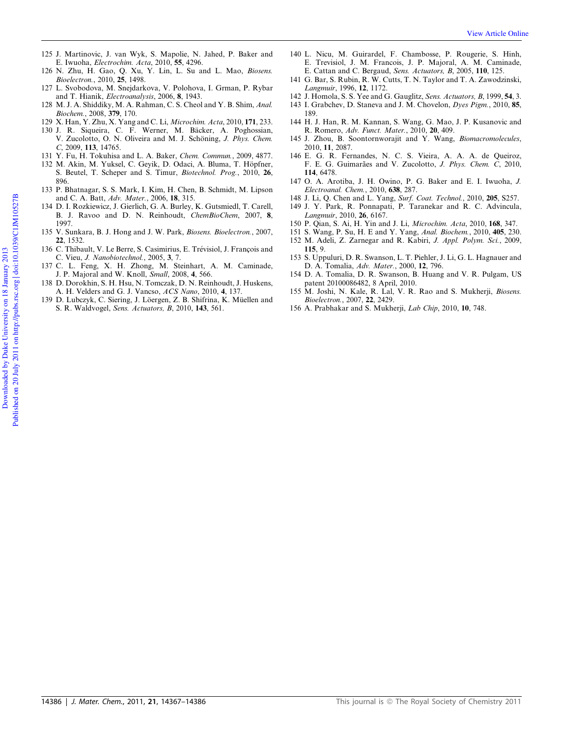125 J. Martinovic, J. van Wyk, S. Mapolie, N. Jahed, P. Baker and E. Iwuoha, *Electrochim. Acta*, 2010, **55**, 4296.

126 N. Zhu, H. Gao, Q. Xu, Y. Lin, L. Su and L. Mao, *Biosens. Bioelectron.*, 2010, **25**, 1498.

127 L. Svobodova, M. Snejdarkova, V. Polohova, I. Grman, P. Rybar and T. Hianik, *Electroanalysis*, 2006, **8**, 1943.

128 M. J. A. Shiddiky, M. A. Rahman, C. S. Cheol and Y. B. Shim, *Anal. Biochem.*, 2008, **379**, 170.

129 X. Han, Y. Zhu, X. Yang and C. Li, *Microchim. Acta*, 2010, **171**, 233.

130 J. R. Siqueira, C. F. Werner, M. Bäcker, A. Poghossian, V. Zucolotto, O. N. Oliveira and M. J. Schöning, *J. Phys. Chem. C*, 2009, **113**, 14765.

131 Y. Fu, H. Tokuhisa and L. A. Baker, *Chem. Commun.*, 2009, 4877.

132 M. Akin, M. Yuksel, C. Geyik, D. Odaci, A. Bluma, T. Höpfner, S. Beutel, T. Scheper and S. Timur, *Biotechnol. Prog.*, 2010, **26**, 896.

133 P. Bhatnagar, S. S. Mark, I. Kim, H. Chen, B. Schmidt, M. Lipson and C. A. Batt, *Adv. Mater.*, 2006, **18**, 315.

134 D. I. Rozkiewicz, J. Gierlich, G. A. Burley, K. Gutsmiedl, T. Carell, B. J. Ravoo and D. N. Reinhoudt, *ChemBioChem*, 2007, **8**, 1997.

135 V. Sunkara, B. J. Hong and J. W. Park, *Biosens. Bioelectron.*, 2007, **22**, 1532.

136 C. Thibault, V. Le Berre, S. Casimirius, E. Trévisiol, J. François and C. Vieu, *J. Nanobiotechnol.*, 2005, **3**, 7.

137 C. L. Feng, X. H. Zhong, M. Steinhart, A. M. Caminade, J. P. Majoral and W. Knoll, *Small*, 2008, **4**, 566.

138 D. Dorokhin, S. H. Hsu, N. Tomczak, D. N. Reinhoudt, J. Huskens, A. H. Velders and G. J. Vancso, *ACS Nano*, 2010, **4**, 137.

139 D. Lubczyk, C. Siering, J. Löergen, Z. B. Shifrina, K. Müellen and S. R. Waldvogel, *Sens. Actuators, B*, 2010, **143**, 561.

140 L. Nicu, M. Guirardel, F. Chambosse, P. Rougerie, S. Hinh, E. Trevisiol, J. M. Francois, J. P. Majoral, A. M. Caminade, E. Cattan and C. Bergaud, *Sens. Actuators, B*, 2005, **110**, 125.

141 G. Bar, S. Rubin, R. W. Cutts, T. N. Taylor and T. A. Zawodzinski, *Langmuir*, 1996, **12**, 1172.

142 J. Homola, S. S. Yee and G. Gauglitz, *Sens. Actuators, B*, 1999, **54**, 3.

143 I. Grabchev, D. Staneva and J. M. Chovelon, *Dyes Pigm.*, 2010, **85**, 189.

144 H. J. Han, R. M. Kannan, S. Wang, G. Mao, J. P. Kusanovic and R. Romero, *Adv. Funct. Mater.*, 2010, **20**, 409.

145 J. Zhou, B. Soontornworajit and Y. Wang, *Biomacromolecules*, 2010, **11**, 2087.

146 E. G. R. Fernandes, N. C. S. Vieira, A. A. A. de Queiroz, F. E. G. Guimarães and V. Zucolotto, *J. Phys. Chem. C*, 2010, **114**, 6478.

147 O. A. Arotiba, J. H. Owino, P. G. Baker and E. I. Iwuoha, *J. Electroanal. Chem.*, 2010, **638**, 287.

148 J. Li, Q. Chen and L. Yang, *Surf. Coat. Technol.*, 2010, **205**, S257.

149 J. Y. Park, R. Ponnapati, P. Taranekar and R. C. Advincula, *Langmuir*, 2010, **26**, 6167.

150 P. Qian, S. Ai, H. Yin and J. Li, *Microchim. Acta*, 2010, **168**, 347.

151 S. Wang, P. Su, H. E and Y. Yang, *Anal. Biochem.*, 2010, **405**, 230.

152 M. Adeli, Z. Zarnegar and R. Kabiri, *J. Appl. Polym. Sci.*, 2009, **115**, 9.

153 S. Uppuluri, D. R. Swanson, L. T. Piehler, J. Li, G. L. Hagnauer and D. A. Tomalia, *Adv. Mater.*, 2000, **12**, 796.

154 D. A. Tomalia, D. R. Swanson, B. Huang and V. R. Pulgam, US patent 20100086482, 8 April, 2010.

155 M. Joshi, N. Kale, R. Lal, V. R. Rao and S. Mukherji, *Biosens. Bioelectron.*, 2007, **22**, 2429.

156 A. Prabhakar and S. Mukherji, *Lab Chip*, 2010, **10**, 748.